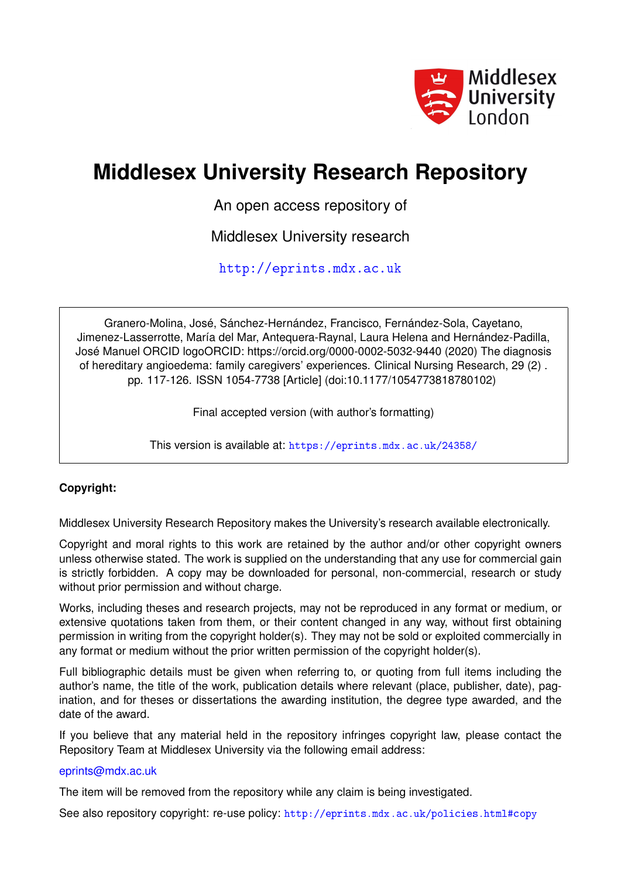Middlesex University London

# Middlesex University Research Repository

An open access repository of

Middlesex University research

http://eprints.mdx.ac.uk

Granero-Molina, José, Sánchez-Hernández, Francisco, Fernández-Sola, Cayetano, Jimenez-Lasserrotte, María del Mar, Antequera-Raynal, Laura Helena and Hernández-Padilla, José Manuel ORCID logoORCID: https://orcid.org/0000-0002-5032-9440 (2020) The diagnosis of hereditary angioedema: family caregivers' experiences. Clinical Nursing Research, 29 (2) . pp. 117-126. ISSN 1054-7738 [Article] (doi:10.1177/1054773818780102)

Final accepted version (with author's formatting)

This version is available at: https://eprints.mdx.ac.uk/24358/

**Copyright:**

Middlesex University Research Repository makes the University's research available electronically.

Copyright and moral rights to this work are retained by the author and/or other copyright owners unless otherwise stated. The work is supplied on the understanding that any use for commercial gain is strictly forbidden. A copy may be downloaded for personal, non-commercial, research or study without prior permission and without charge.

Works, including theses and research projects, may not be reproduced in any format or medium, or extensive quotations taken from them, or their content changed in any way, without first obtaining permission in writing from the copyright holder(s). They may not be sold or exploited commercially in any format or medium without the prior written permission of the copyright holder(s).

Full bibliographic details must be given when referring to, or quoting from full items including the author's name, the title of the work, publication details where relevant (place, publisher, date), pagination, and for theses or dissertations the awarding institution, the degree type awarded, and the date of the award.

If you believe that any material held in the repository infringes copyright law, please contact the Repository Team at Middlesex University via the following email address:

eprints@mdx.ac.uk

The item will be removed from the repository while any claim is being investigated.

See also repository copyright: re-use policy: http://eprints.mdx.ac.uk/policies.html#copy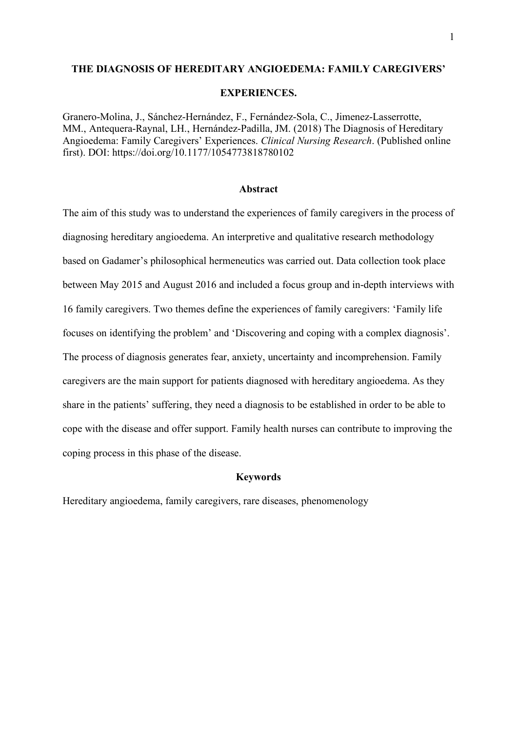# THE DIAGNOSIS OF HEREDITARY ANGIOEDEMA: FAMILY CAREGIVERS' EXPERIENCES.

Granero-Molina, J., Sánchez-Hernández, F., Fernández-Sola, C., Jimenez-Lasserrotte, MM., Antequera-Raynal, LH., Hernández-Padilla, JM. (2018) The Diagnosis of Hereditary Angioedema: Family Caregivers' Experiences. *Clinical Nursing Research*. (Published online first). DOI: https://doi.org/10.1177/1054773818780102

## Abstract

The aim of this study was to understand the experiences of family caregivers in the process of diagnosing hereditary angioedema. An interpretive and qualitative research methodology based on Gadamer's philosophical hermeneutics was carried out. Data collection took place between May 2015 and August 2016 and included a focus group and in-depth interviews with 16 family caregivers. Two themes define the experiences of family caregivers: 'Family life focuses on identifying the problem' and 'Discovering and coping with a complex diagnosis'. The process of diagnosis generates fear, anxiety, uncertainty and incomprehension. Family caregivers are the main support for patients diagnosed with hereditary angioedema. As they share in the patients' suffering, they need a diagnosis to be established in order to be able to cope with the disease and offer support. Family health nurses can contribute to improving the coping process in this phase of the disease.

## Keywords

Hereditary angioedema, family caregivers, rare diseases, phenomenology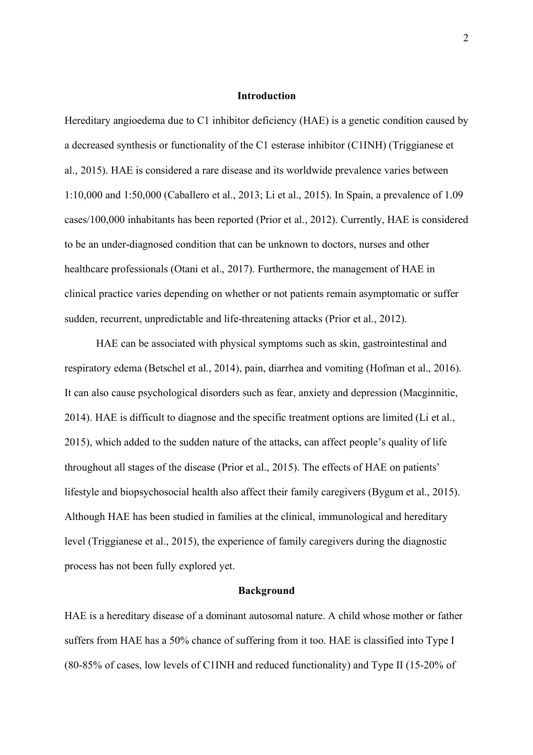## Introduction

Hereditary angioedema due to C1 inhibitor deficiency (HAE) is a genetic condition caused by a decreased synthesis or functionality of the C1 esterase inhibitor (C1INH) (Triggianese et al., 2015). HAE is considered a rare disease and its worldwide prevalence varies between 1:10,000 and 1:50,000 (Caballero et al., 2013; Li et al., 2015). In Spain, a prevalence of 1.09 cases/100,000 inhabitants has been reported (Prior et al., 2012). Currently, HAE is considered to be an under-diagnosed condition that can be unknown to doctors, nurses and other healthcare professionals (Otani et al., 2017). Furthermore, the management of HAE in clinical practice varies depending on whether or not patients remain asymptomatic or suffer sudden, recurrent, unpredictable and life-threatening attacks (Prior et al., 2012).

HAE can be associated with physical symptoms such as skin, gastrointestinal and respiratory edema (Betschel et al., 2014), pain, diarrhea and vomiting (Hofman et al., 2016). It can also cause psychological disorders such as fear, anxiety and depression (Macginnitie, 2014). HAE is difficult to diagnose and the specific treatment options are limited (Li et al., 2015), which added to the sudden nature of the attacks, can affect people's quality of life throughout all stages of the disease (Prior et al., 2015). The effects of HAE on patients' lifestyle and biopsychosocial health also affect their family caregivers (Bygum et al., 2015). Although HAE has been studied in families at the clinical, immunological and hereditary level (Triggianese et al., 2015), the experience of family caregivers during the diagnostic process has not been fully explored yet.

## Background

HAE is a hereditary disease of a dominant autosomal nature. A child whose mother or father suffers from HAE has a 50% chance of suffering from it too. HAE is classified into Type I (80-85% of cases, low levels of C1INH and reduced functionality) and Type II (15-20% of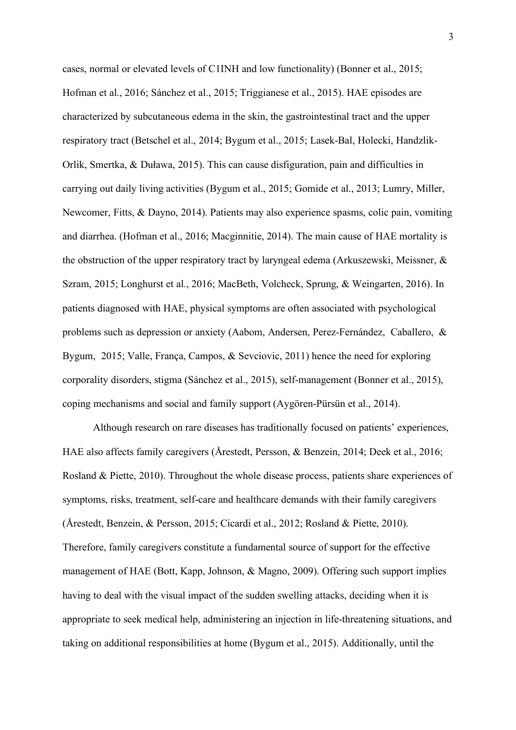cases, normal or elevated levels of C1INH and low functionality) (Bonner et al., 2015; Hofman et al., 2016; Sánchez et al., 2015; Triggianese et al., 2015). HAE episodes are characterized by subcutaneous edema in the skin, the gastrointestinal tract and the upper respiratory tract (Betschel et al., 2014; Bygum et al., 2015; Lasek-Bal, Holecki, Handzlik-Orlik, Smertka, & Duława, 2015). This can cause disfiguration, pain and difficulties in carrying out daily living activities (Bygum et al., 2015; Gomide et al., 2013; Lumry, Miller, Newcomer, Fitts, & Dayno, 2014). Patients may also experience spasms, colic pain, vomiting and diarrhea. (Hofman et al., 2016; Macginnitie, 2014). The main cause of HAE mortality is the obstruction of the upper respiratory tract by laryngeal edema (Arkuszewski, Meissner, & Szram, 2015; Longhurst et al., 2016; MacBeth, Volcheck, Sprung, & Weingarten, 2016). In patients diagnosed with HAE, physical symptoms are often associated with psychological problems such as depression or anxiety (Aabom, Andersen, Perez-Fernández, Caballero, & Bygum, 2015; Valle, França, Campos, & Sevciovic, 2011) hence the need for exploring corporality disorders, stigma (Sánchez et al., 2015), self-management (Bonner et al., 2015), coping mechanisms and social and family support (Aygören-Pürsün et al., 2014).

Although research on rare diseases has traditionally focused on patients' experiences, HAE also affects family caregivers (Årestedt, Persson, & Benzein, 2014; Deek et al., 2016; Rosland & Piette, 2010). Throughout the whole disease process, patients share experiences of symptoms, risks, treatment, self-care and healthcare demands with their family caregivers (Årestedt, Benzein, & Persson, 2015; Cicardi et al., 2012; Rosland & Piette, 2010). Therefore, family caregivers constitute a fundamental source of support for the effective management of HAE (Bott, Kapp, Johnson, & Magno, 2009). Offering such support implies having to deal with the visual impact of the sudden swelling attacks, deciding when it is appropriate to seek medical help, administering an injection in life-threatening situations, and taking on additional responsibilities at home (Bygum et al., 2015). Additionally, until the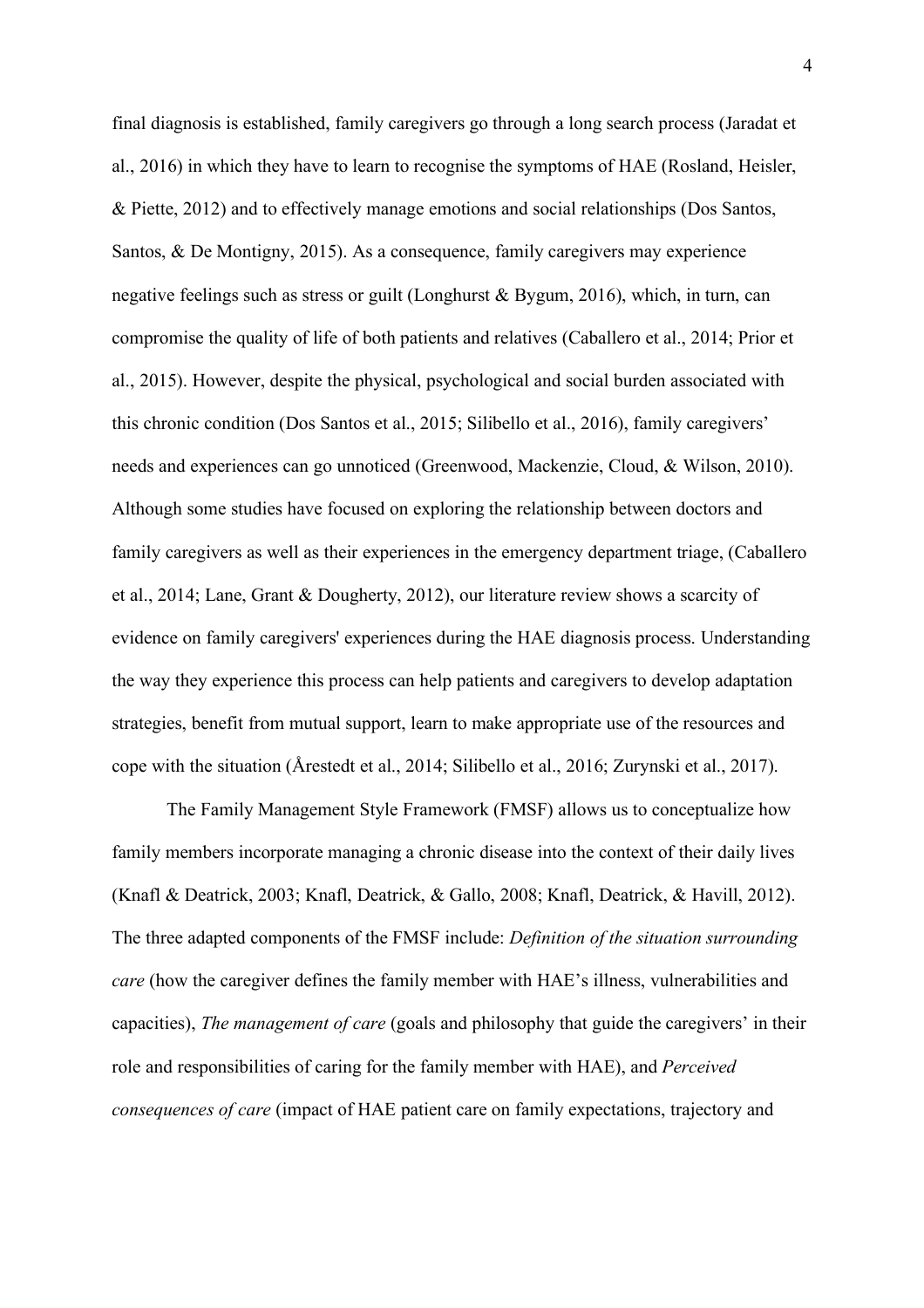final diagnosis is established, family caregivers go through a long search process (Jaradat et al., 2016) in which they have to learn to recognise the symptoms of HAE (Rosland, Heisler, & Piette, 2012) and to effectively manage emotions and social relationships (Dos Santos, Santos, & De Montigny, 2015). As a consequence, family caregivers may experience negative feelings such as stress or guilt (Longhurst & Bygum, 2016), which, in turn, can compromise the quality of life of both patients and relatives (Caballero et al., 2014; Prior et al., 2015). However, despite the physical, psychological and social burden associated with this chronic condition (Dos Santos et al., 2015; Silibello et al., 2016), family caregivers' needs and experiences can go unnoticed (Greenwood, Mackenzie, Cloud, & Wilson, 2010). Although some studies have focused on exploring the relationship between doctors and family caregivers as well as their experiences in the emergency department triage, (Caballero et al., 2014; Lane, Grant & Dougherty, 2012), our literature review shows a scarcity of evidence on family caregivers' experiences during the HAE diagnosis process. Understanding the way they experience this process can help patients and caregivers to develop adaptation strategies, benefit from mutual support, learn to make appropriate use of the resources and cope with the situation (Årestedt et al., 2014; Silibello et al., 2016; Zurynski et al., 2017).

The Family Management Style Framework (FMSF) allows us to conceptualize how family members incorporate managing a chronic disease into the context of their daily lives (Knafl & Deatrick, 2003; Knafl, Deatrick, & Gallo, 2008; Knafl, Deatrick, & Havill, 2012). The three adapted components of the FMSF include: *Definition of the situation surrounding care* (how the caregiver defines the family member with HAE's illness, vulnerabilities and capacities), *The management of care* (goals and philosophy that guide the caregivers' in their role and responsibilities of caring for the family member with HAE), and *Perceived consequences of care* (impact of HAE patient care on family expectations, trajectory and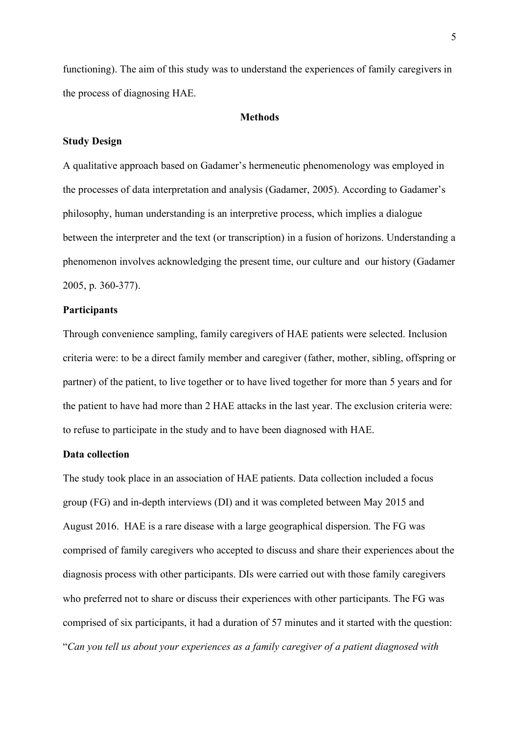functioning). The aim of this study was to understand the experiences of family caregivers in the process of diagnosing HAE.

## Methods

### Study Design

A qualitative approach based on Gadamer's hermeneutic phenomenology was employed in the processes of data interpretation and analysis (Gadamer, 2005). According to Gadamer's philosophy, human understanding is an interpretive process, which implies a dialogue between the interpreter and the text (or transcription) in a fusion of horizons. Understanding a phenomenon involves acknowledging the present time, our culture and our history (Gadamer 2005, p. 360-377).

### Participants

Through convenience sampling, family caregivers of HAE patients were selected. Inclusion criteria were: to be a direct family member and caregiver (father, mother, sibling, offspring or partner) of the patient, to live together or to have lived together for more than 5 years and for the patient to have had more than 2 HAE attacks in the last year. The exclusion criteria were: to refuse to participate in the study and to have been diagnosed with HAE.

### Data collection

The study took place in an association of HAE patients. Data collection included a focus group (FG) and in-depth interviews (DI) and it was completed between May 2015 and August 2016. HAE is a rare disease with a large geographical dispersion. The FG was comprised of family caregivers who accepted to discuss and share their experiences about the diagnosis process with other participants. DIs were carried out with those family caregivers who preferred not to share or discuss their experiences with other participants. The FG was comprised of six participants, it had a duration of 57 minutes and it started with the question: "*Can you tell us about your experiences as a family caregiver of a patient diagnosed with*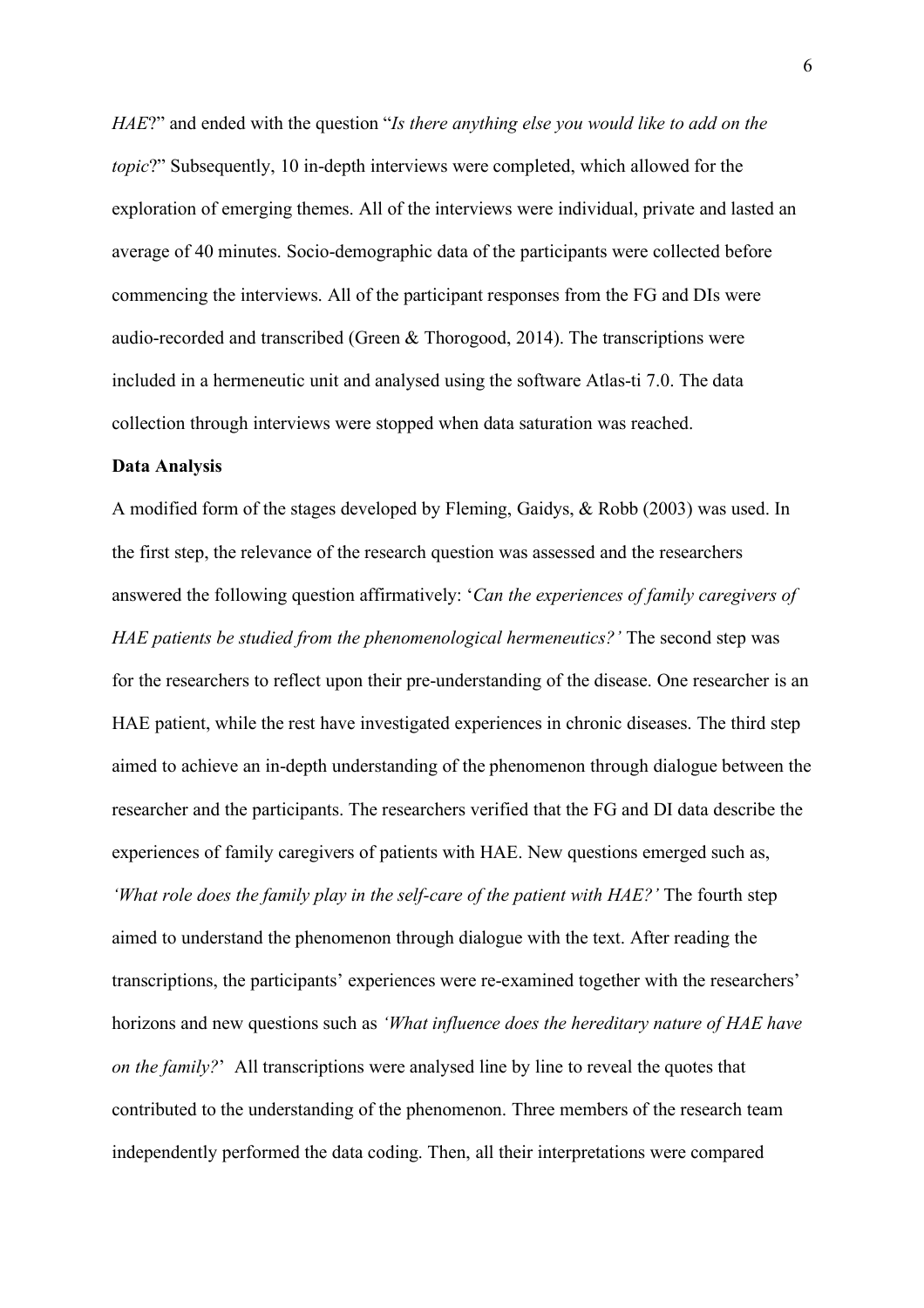*HAE*?" and ended with the question "*Is there anything else you would like to add on the topic*?" Subsequently, 10 in-depth interviews were completed, which allowed for the exploration of emerging themes. All of the interviews were individual, private and lasted an average of 40 minutes. Socio-demographic data of the participants were collected before commencing the interviews. All of the participant responses from the FG and DIs were audio-recorded and transcribed (Green & Thorogood, 2014). The transcriptions were included in a hermeneutic unit and analysed using the software Atlas-ti 7.0. The data collection through interviews were stopped when data saturation was reached.

**Data Analysis**

A modified form of the stages developed by Fleming, Gaidys, & Robb (2003) was used. In the first step, the relevance of the research question was assessed and the researchers answered the following question affirmatively: '*Can the experiences of family caregivers of HAE patients be studied from the phenomenological hermeneutics?'* The second step was for the researchers to reflect upon their pre-understanding of the disease. One researcher is an HAE patient, while the rest have investigated experiences in chronic diseases. The third step aimed to achieve an in-depth understanding of the phenomenon through dialogue between the researcher and the participants. The researchers verified that the FG and DI data describe the experiences of family caregivers of patients with HAE. New questions emerged such as, *'What role does the family play in the self-care of the patient with HAE?'* The fourth step aimed to understand the phenomenon through dialogue with the text. After reading the transcriptions, the participants' experiences were re-examined together with the researchers' horizons and new questions such as *'What influence does the hereditary nature of HAE have on the family?*' All transcriptions were analysed line by line to reveal the quotes that contributed to the understanding of the phenomenon. Three members of the research team independently performed the data coding. Then, all their interpretations were compared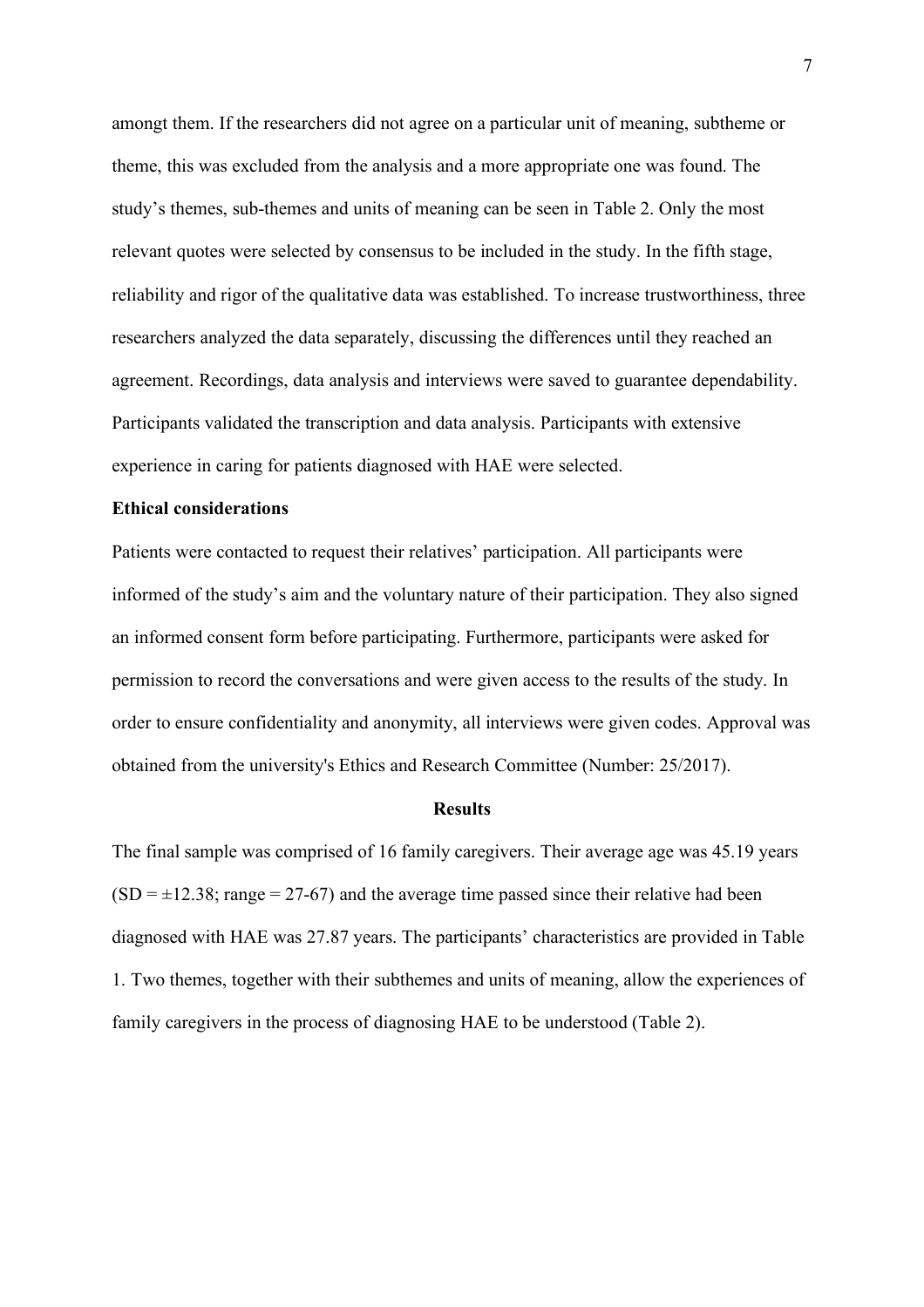amongt them. If the researchers did not agree on a particular unit of meaning, subtheme or theme, this was excluded from the analysis and a more appropriate one was found. The study's themes, sub-themes and units of meaning can be seen in Table 2. Only the most relevant quotes were selected by consensus to be included in the study. In the fifth stage, reliability and rigor of the qualitative data was established. To increase trustworthiness, three researchers analyzed the data separately, discussing the differences until they reached an agreement. Recordings, data analysis and interviews were saved to guarantee dependability. Participants validated the transcription and data analysis. Participants with extensive experience in caring for patients diagnosed with HAE were selected.

**Ethical considerations**

Patients were contacted to request their relatives' participation. All participants were informed of the study's aim and the voluntary nature of their participation. They also signed an informed consent form before participating. Furthermore, participants were asked for permission to record the conversations and were given access to the results of the study. In order to ensure confidentiality and anonymity, all interviews were given codes. Approval was obtained from the university's Ethics and Research Committee (Number: 25/2017).

## Results

The final sample was comprised of 16 family caregivers. Their average age was 45.19 years ($SD = \pm 12.38$; range = 27-67) and the average time passed since their relative had been diagnosed with HAE was 27.87 years. The participants' characteristics are provided in Table 1. Two themes, together with their subthemes and units of meaning, allow the experiences of family caregivers in the process of diagnosing HAE to be understood (Table 2).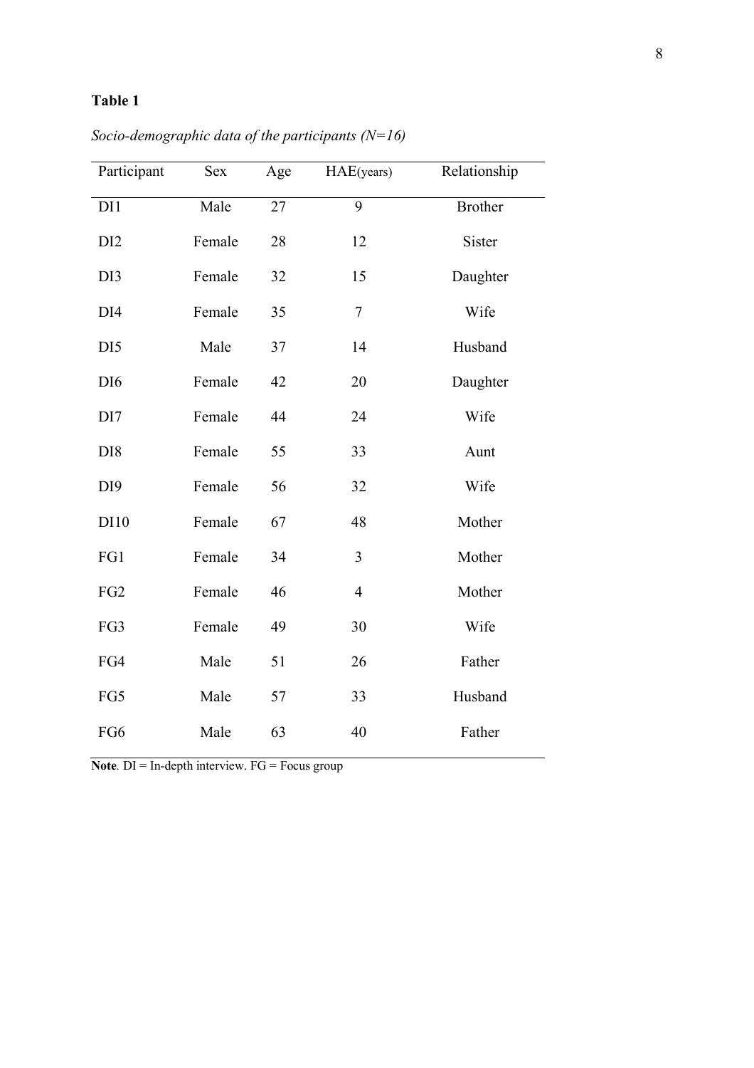**Table 1**

*Socio-demographic data of the participants (N=16)*

| Participant | Sex | Age | HAE(years) | Relationship |
|---|---|---|---|---|
| DI1 | Male | 27 | 9 | Brother |
| DI2 | Female | 28 | 12 | Sister |
| DI3 | Female | 32 | 15 | Daughter |
| DI4 | Female | 35 | 7 | Wife |
| DI5 | Male | 37 | 14 | Husband |
| DI6 | Female | 42 | 20 | Daughter |
| DI7 | Female | 44 | 24 | Wife |
| DI8 | Female | 55 | 33 | Aunt |
| DI9 | Female | 56 | 32 | Wife |
| DI10 | Female | 67 | 48 | Mother |
| FG1 | Female | 34 | 3 | Mother |
| FG2 | Female | 46 | 4 | Mother |
| FG3 | Female | 49 | 30 | Wife |
| FG4 | Male | 51 | 26 | Father |
| FG5 | Male | 57 | 33 | Husband |
| FG6 | Male | 63 | 40 | Father |

**Note**. DI = In-depth interview. FG = Focus group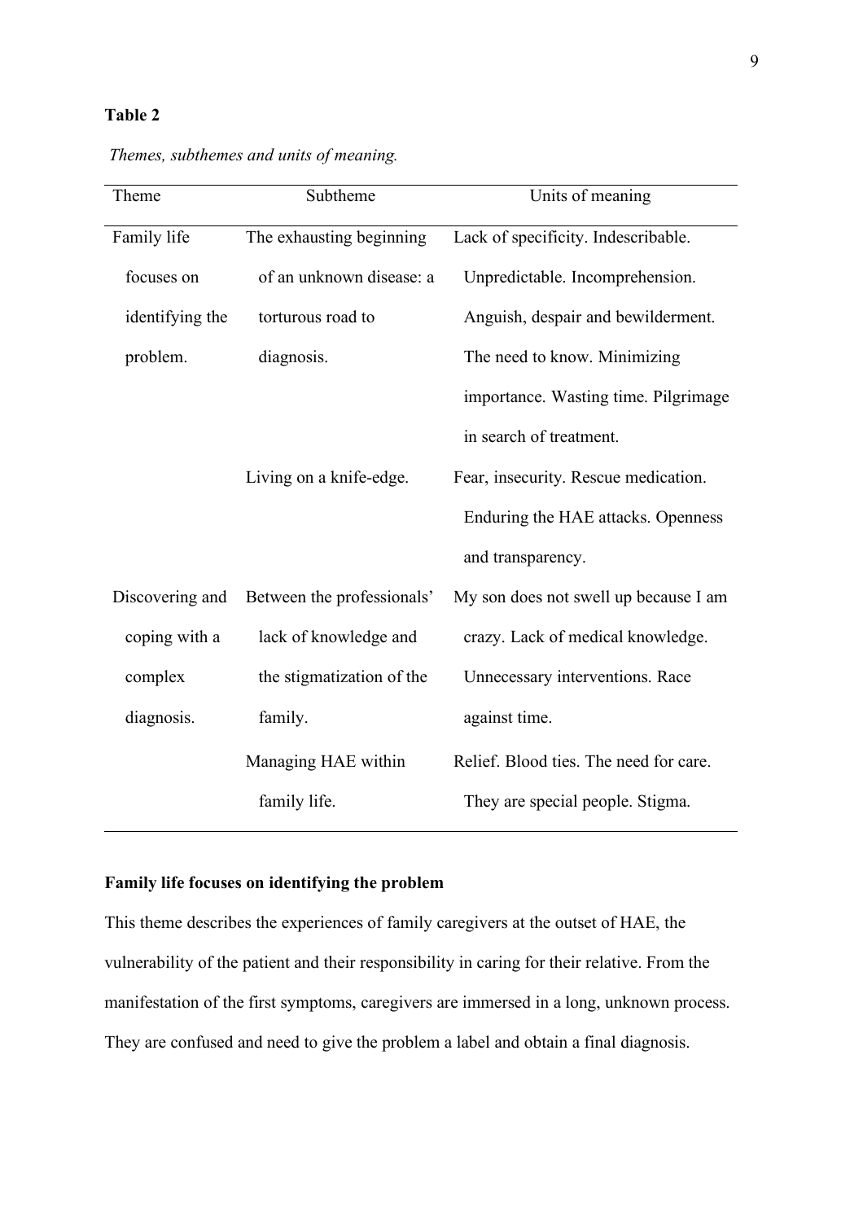**Table 2**

*Themes, subthemes and units of meaning.*

| Theme | Subtheme | Units of meaning |
|---|---|---|
| Family life focuses on identifying the problem. | The exhausting beginning of an unknown disease: a torturous road to diagnosis. | Lack of specificity. Indescribable. Unpredictable. Incomprehension. Anguish, despair and bewilderment. The need to know. Minimizing importance. Wasting time. Pilgrimage in search of treatment. |
| | Living on a knife-edge. | Fear, insecurity. Rescue medication. Enduring the HAE attacks. Openness and transparency. |
| Discovering and coping with a complex diagnosis. | Between the professionals' lack of knowledge and the stigmatization of the family. | My son does not swell up because I am crazy. Lack of medical knowledge. Unnecessary interventions. Race against time. |
| | Managing HAE within family life. | Relief. Blood ties. The need for care. They are special people. Stigma. |

**Family life focuses on identifying the problem**

This theme describes the experiences of family caregivers at the outset of HAE, the vulnerability of the patient and their responsibility in caring for their relative. From the manifestation of the first symptoms, caregivers are immersed in a long, unknown process. They are confused and need to give the problem a label and obtain a final diagnosis.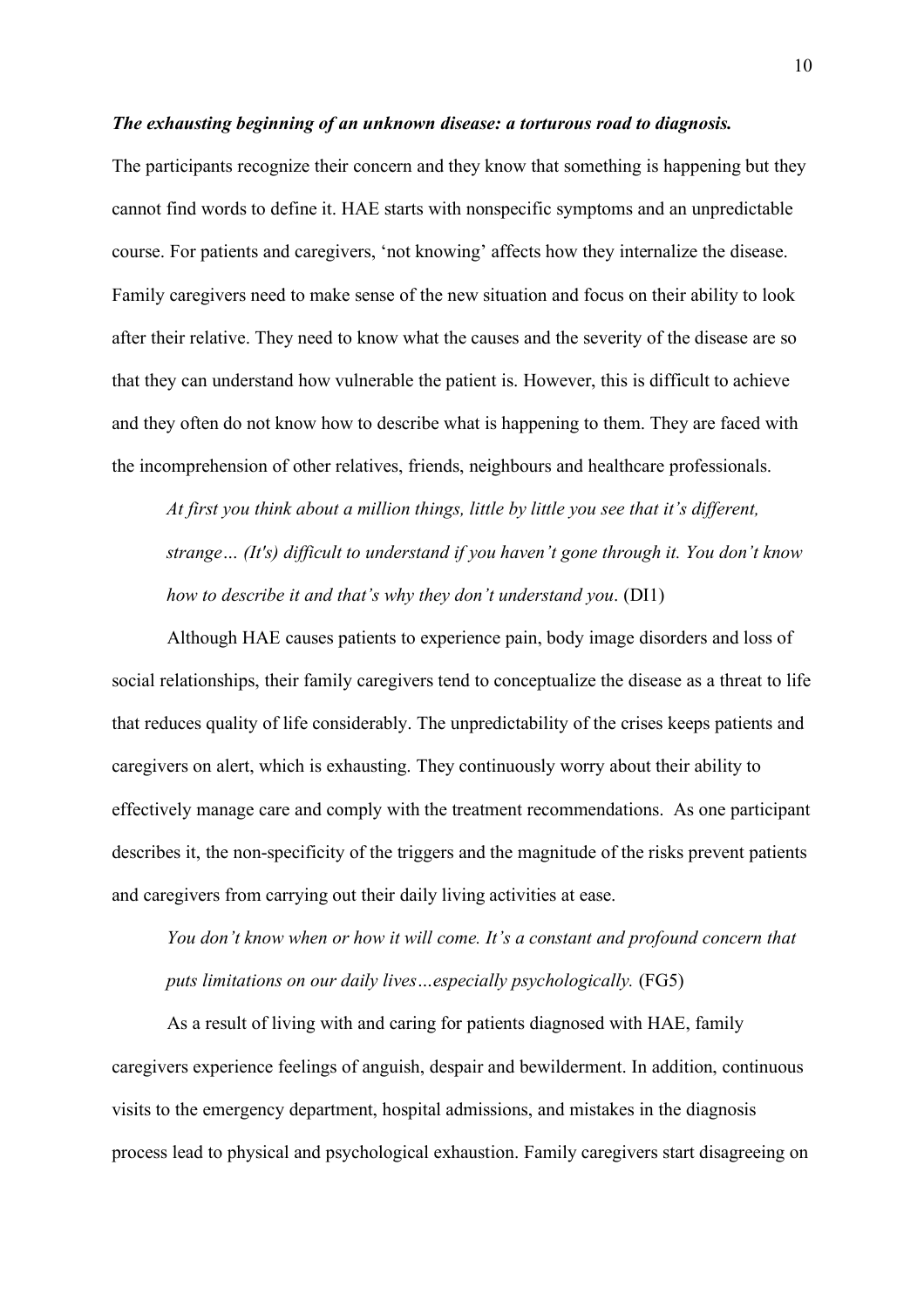***The exhausting beginning of an unknown disease: a torturous road to diagnosis.***

The participants recognize their concern and they know that something is happening but they cannot find words to define it. HAE starts with nonspecific symptoms and an unpredictable course. For patients and caregivers, 'not knowing' affects how they internalize the disease. Family caregivers need to make sense of the new situation and focus on their ability to look after their relative. They need to know what the causes and the severity of the disease are so that they can understand how vulnerable the patient is. However, this is difficult to achieve and they often do not know how to describe what is happening to them. They are faced with the incomprehension of other relatives, friends, neighbours and healthcare professionals.

> *At first you think about a million things, little by little you see that it's different, strange… (It's) difficult to understand if you haven't gone through it. You don't know how to describe it and that's why they don't understand you*. (DI1)

Although HAE causes patients to experience pain, body image disorders and loss of social relationships, their family caregivers tend to conceptualize the disease as a threat to life that reduces quality of life considerably. The unpredictability of the crises keeps patients and caregivers on alert, which is exhausting. They continuously worry about their ability to effectively manage care and comply with the treatment recommendations. As one participant describes it, the non-specificity of the triggers and the magnitude of the risks prevent patients and caregivers from carrying out their daily living activities at ease.

> *You don't know when or how it will come. It's a constant and profound concern that puts limitations on our daily lives…especially psychologically.* (FG5)

As a result of living with and caring for patients diagnosed with HAE, family caregivers experience feelings of anguish, despair and bewilderment. In addition, continuous visits to the emergency department, hospital admissions, and mistakes in the diagnosis process lead to physical and psychological exhaustion. Family caregivers start disagreeing on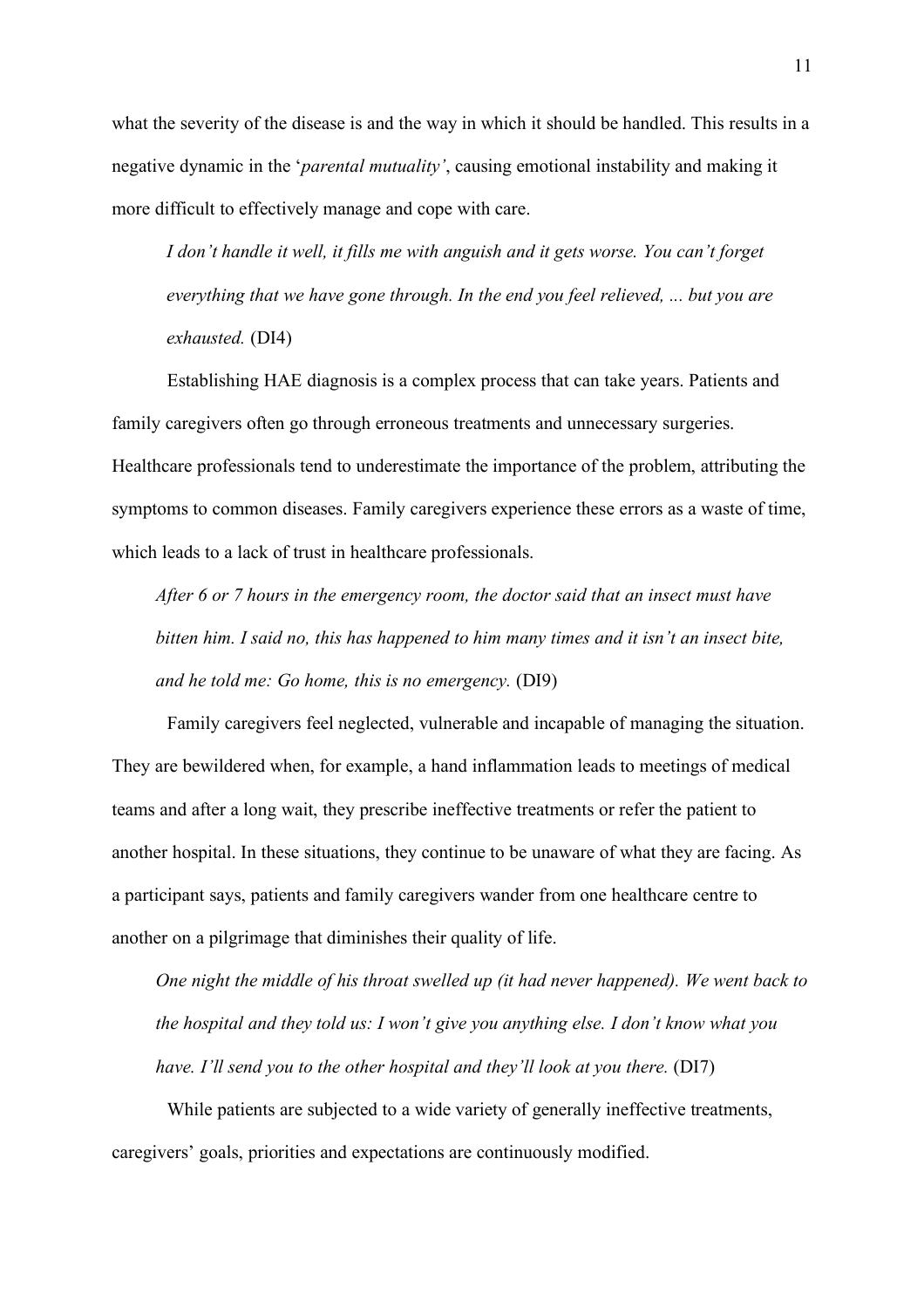what the severity of the disease is and the way in which it should be handled. This results in a negative dynamic in the '*parental mutuality'*, causing emotional instability and making it more difficult to effectively manage and cope with care.

> *I don't handle it well, it fills me with anguish and it gets worse. You can't forget everything that we have gone through. In the end you feel relieved, ... but you are exhausted.* (DI4)

Establishing HAE diagnosis is a complex process that can take years. Patients and family caregivers often go through erroneous treatments and unnecessary surgeries. Healthcare professionals tend to underestimate the importance of the problem, attributing the symptoms to common diseases. Family caregivers experience these errors as a waste of time, which leads to a lack of trust in healthcare professionals.

> *After 6 or 7 hours in the emergency room, the doctor said that an insect must have bitten him. I said no, this has happened to him many times and it isn't an insect bite, and he told me: Go home, this is no emergency.* (DI9)

Family caregivers feel neglected, vulnerable and incapable of managing the situation. They are bewildered when, for example, a hand inflammation leads to meetings of medical teams and after a long wait, they prescribe ineffective treatments or refer the patient to another hospital. In these situations, they continue to be unaware of what they are facing. As a participant says, patients and family caregivers wander from one healthcare centre to another on a pilgrimage that diminishes their quality of life.

> *One night the middle of his throat swelled up (it had never happened). We went back to the hospital and they told us: I won't give you anything else. I don't know what you have. I'll send you to the other hospital and they'll look at you there.* (DI7)

While patients are subjected to a wide variety of generally ineffective treatments, caregivers' goals, priorities and expectations are continuously modified.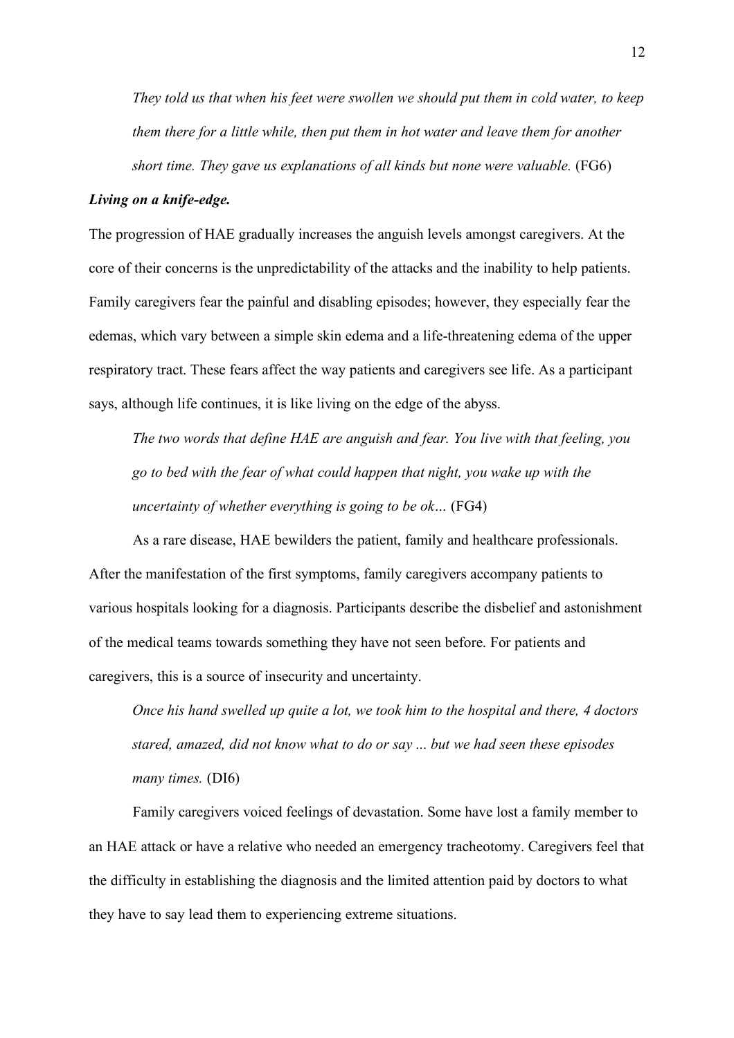*They told us that when his feet were swollen we should put them in cold water, to keep them there for a little while, then put them in hot water and leave them for another short time. They gave us explanations of all kinds but none were valuable.* (FG6)

***Living on a knife-edge.***

The progression of HAE gradually increases the anguish levels amongst caregivers. At the core of their concerns is the unpredictability of the attacks and the inability to help patients. Family caregivers fear the painful and disabling episodes; however, they especially fear the edemas, which vary between a simple skin edema and a life-threatening edema of the upper respiratory tract. These fears affect the way patients and caregivers see life. As a participant says, although life continues, it is like living on the edge of the abyss.

*The two words that define HAE are anguish and fear. You live with that feeling, you go to bed with the fear of what could happen that night, you wake up with the uncertainty of whether everything is going to be ok…* (FG4)

As a rare disease, HAE bewilders the patient, family and healthcare professionals. After the manifestation of the first symptoms, family caregivers accompany patients to various hospitals looking for a diagnosis. Participants describe the disbelief and astonishment of the medical teams towards something they have not seen before. For patients and caregivers, this is a source of insecurity and uncertainty.

*Once his hand swelled up quite a lot, we took him to the hospital and there, 4 doctors stared, amazed, did not know what to do or say ... but we had seen these episodes many times.* (DI6)

Family caregivers voiced feelings of devastation. Some have lost a family member to an HAE attack or have a relative who needed an emergency tracheotomy. Caregivers feel that the difficulty in establishing the diagnosis and the limited attention paid by doctors to what they have to say lead them to experiencing extreme situations.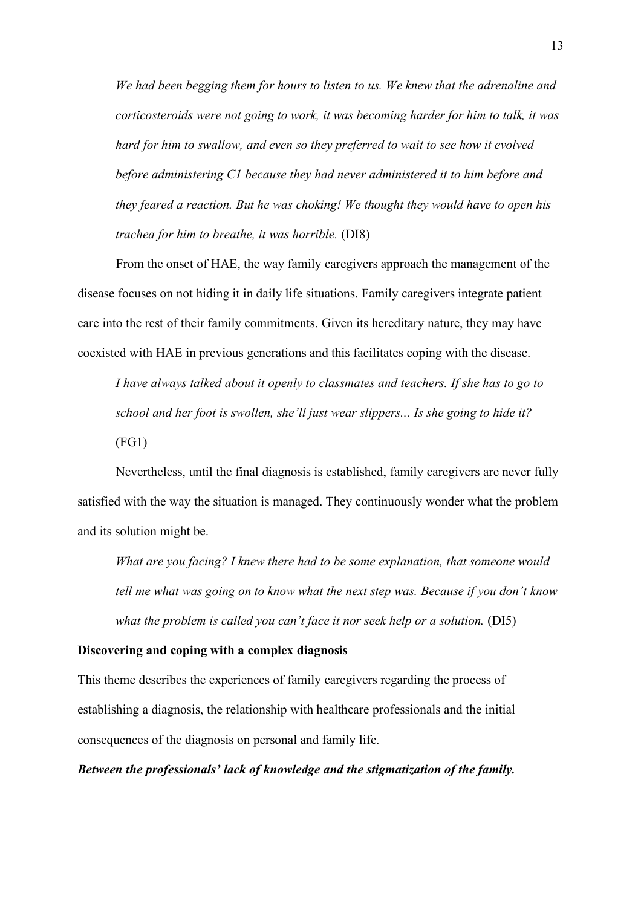*We had been begging them for hours to listen to us. We knew that the adrenaline and corticosteroids were not going to work, it was becoming harder for him to talk, it was hard for him to swallow, and even so they preferred to wait to see how it evolved before administering C1 because they had never administered it to him before and they feared a reaction. But he was choking! We thought they would have to open his trachea for him to breathe, it was horrible.* (DI8)

From the onset of HAE, the way family caregivers approach the management of the disease focuses on not hiding it in daily life situations. Family caregivers integrate patient care into the rest of their family commitments. Given its hereditary nature, they may have coexisted with HAE in previous generations and this facilitates coping with the disease.

*I have always talked about it openly to classmates and teachers. If she has to go to school and her foot is swollen, she'll just wear slippers... Is she going to hide it?* (FG1)

Nevertheless, until the final diagnosis is established, family caregivers are never fully satisfied with the way the situation is managed. They continuously wonder what the problem and its solution might be.

*What are you facing? I knew there had to be some explanation, that someone would tell me what was going on to know what the next step was. Because if you don't know what the problem is called you can't face it nor seek help or a solution.* (DI5)

**Discovering and coping with a complex diagnosis**

This theme describes the experiences of family caregivers regarding the process of establishing a diagnosis, the relationship with healthcare professionals and the initial consequences of the diagnosis on personal and family life.

***Between the professionals' lack of knowledge and the stigmatization of the family.***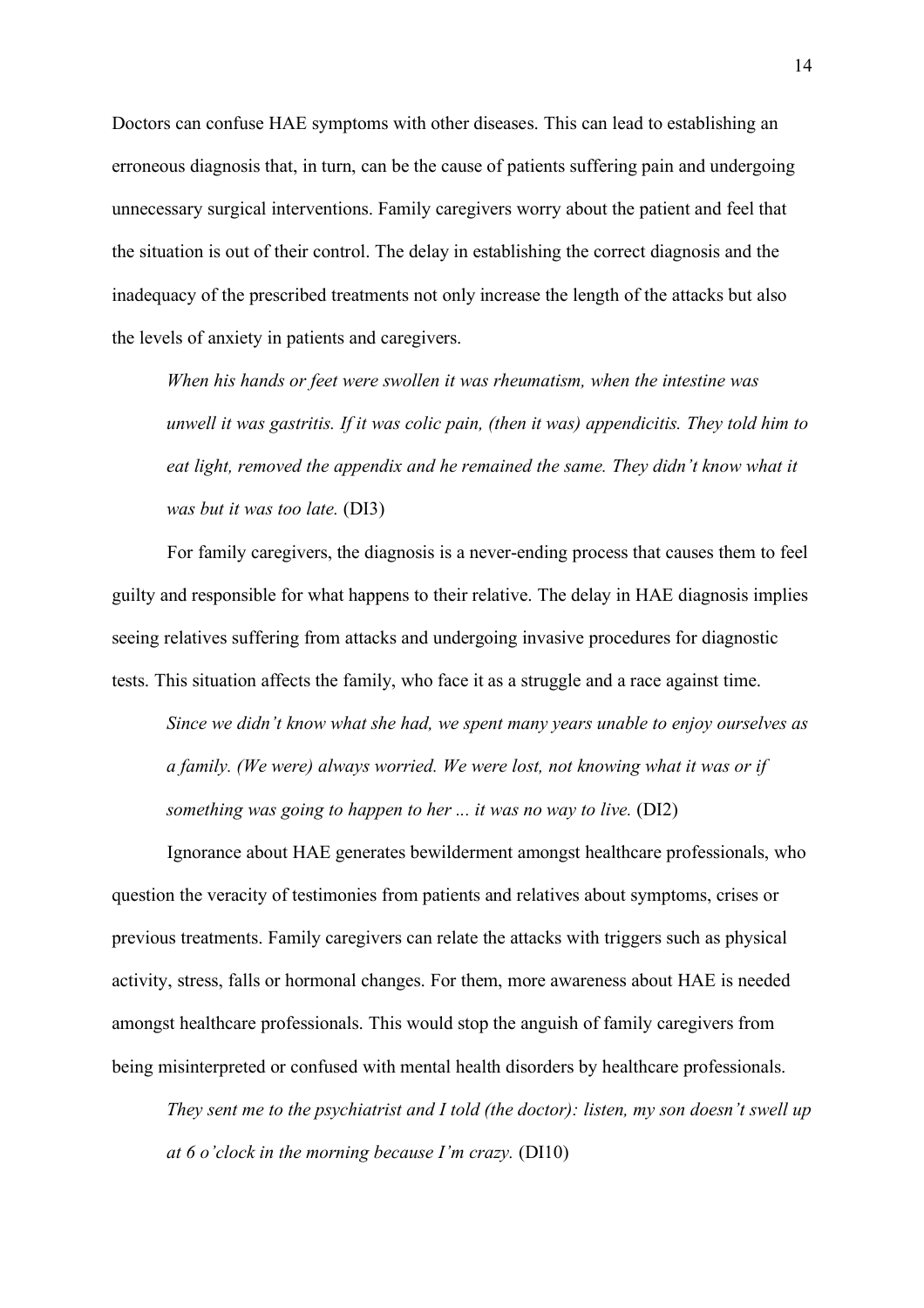Doctors can confuse HAE symptoms with other diseases. This can lead to establishing an erroneous diagnosis that, in turn, can be the cause of patients suffering pain and undergoing unnecessary surgical interventions. Family caregivers worry about the patient and feel that the situation is out of their control. The delay in establishing the correct diagnosis and the inadequacy of the prescribed treatments not only increase the length of the attacks but also the levels of anxiety in patients and caregivers.

> *When his hands or feet were swollen it was rheumatism, when the intestine was unwell it was gastritis. If it was colic pain, (then it was) appendicitis. They told him to eat light, removed the appendix and he remained the same. They didn't know what it was but it was too late.* (DI3)

For family caregivers, the diagnosis is a never-ending process that causes them to feel guilty and responsible for what happens to their relative. The delay in HAE diagnosis implies seeing relatives suffering from attacks and undergoing invasive procedures for diagnostic tests. This situation affects the family, who face it as a struggle and a race against time.

> *Since we didn't know what she had, we spent many years unable to enjoy ourselves as a family. (We were) always worried. We were lost, not knowing what it was or if something was going to happen to her ... it was no way to live.* (DI2)

Ignorance about HAE generates bewilderment amongst healthcare professionals, who question the veracity of testimonies from patients and relatives about symptoms, crises or previous treatments. Family caregivers can relate the attacks with triggers such as physical activity, stress, falls or hormonal changes. For them, more awareness about HAE is needed amongst healthcare professionals. This would stop the anguish of family caregivers from being misinterpreted or confused with mental health disorders by healthcare professionals.

> *They sent me to the psychiatrist and I told (the doctor): listen, my son doesn't swell up at 6 o'clock in the morning because I'm crazy.* (DI10)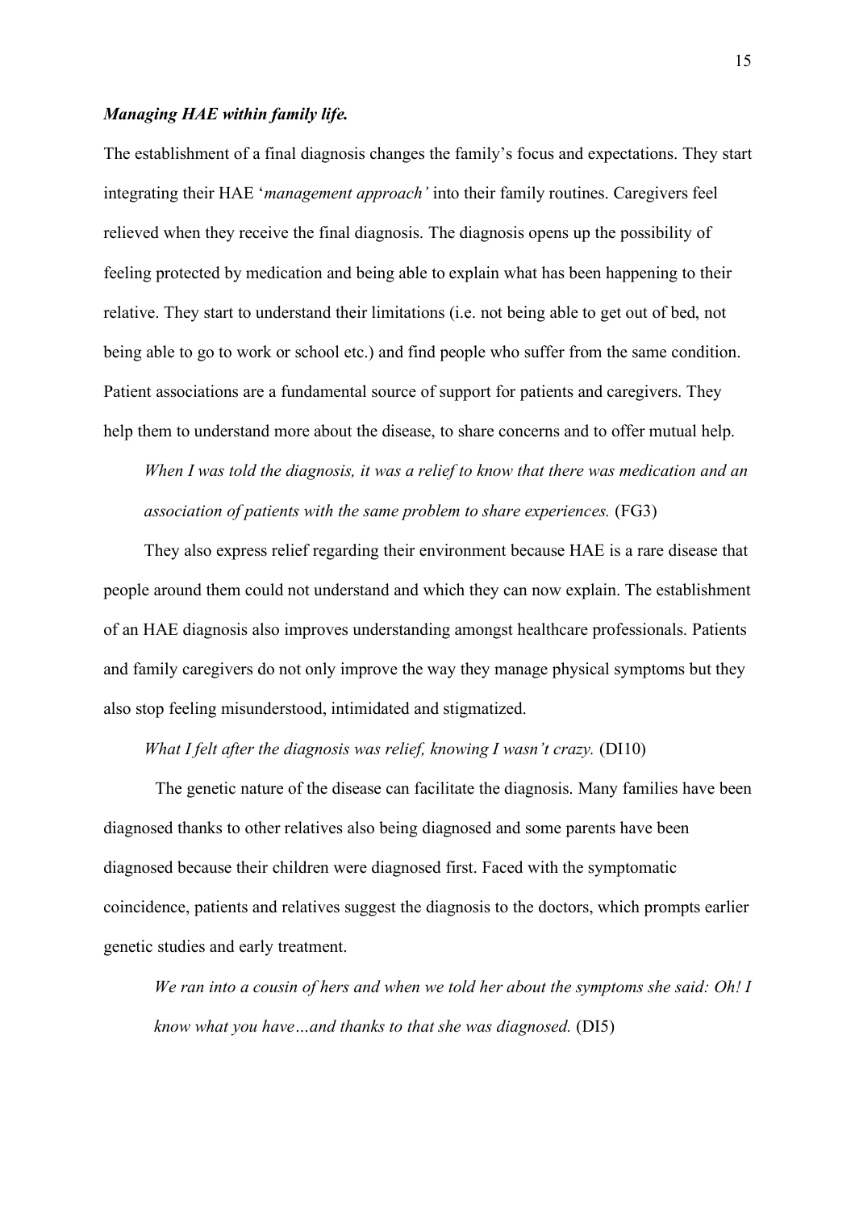***Managing HAE within family life.***

The establishment of a final diagnosis changes the family's focus and expectations. They start integrating their HAE '*management approach'* into their family routines. Caregivers feel relieved when they receive the final diagnosis. The diagnosis opens up the possibility of feeling protected by medication and being able to explain what has been happening to their relative. They start to understand their limitations (i.e. not being able to get out of bed, not being able to go to work or school etc.) and find people who suffer from the same condition. Patient associations are a fundamental source of support for patients and caregivers. They help them to understand more about the disease, to share concerns and to offer mutual help.

> *When I was told the diagnosis, it was a relief to know that there was medication and an association of patients with the same problem to share experiences.* (FG3)

They also express relief regarding their environment because HAE is a rare disease that people around them could not understand and which they can now explain. The establishment of an HAE diagnosis also improves understanding amongst healthcare professionals. Patients and family caregivers do not only improve the way they manage physical symptoms but they also stop feeling misunderstood, intimidated and stigmatized.

> *What I felt after the diagnosis was relief, knowing I wasn't crazy.* (DI10)

The genetic nature of the disease can facilitate the diagnosis. Many families have been diagnosed thanks to other relatives also being diagnosed and some parents have been diagnosed because their children were diagnosed first. Faced with the symptomatic coincidence, patients and relatives suggest the diagnosis to the doctors, which prompts earlier genetic studies and early treatment.

> *We ran into a cousin of hers and when we told her about the symptoms she said: Oh! I know what you have…and thanks to that she was diagnosed.* (DI5)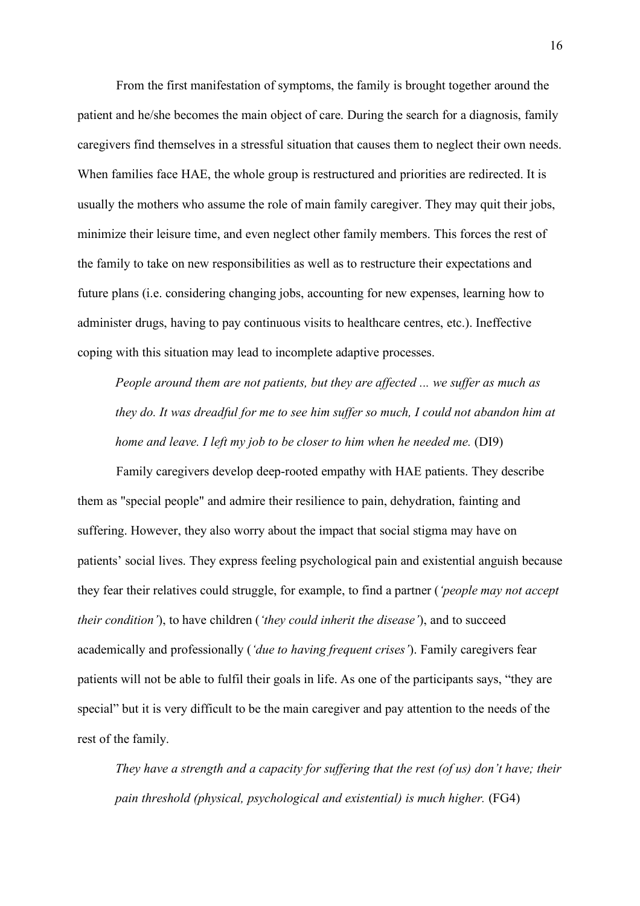From the first manifestation of symptoms, the family is brought together around the patient and he/she becomes the main object of care. During the search for a diagnosis, family caregivers find themselves in a stressful situation that causes them to neglect their own needs. When families face HAE, the whole group is restructured and priorities are redirected. It is usually the mothers who assume the role of main family caregiver. They may quit their jobs, minimize their leisure time, and even neglect other family members. This forces the rest of the family to take on new responsibilities as well as to restructure their expectations and future plans (i.e. considering changing jobs, accounting for new expenses, learning how to administer drugs, having to pay continuous visits to healthcare centres, etc.). Ineffective coping with this situation may lead to incomplete adaptive processes.

> *People around them are not patients, but they are affected ... we suffer as much as they do. It was dreadful for me to see him suffer so much, I could not abandon him at home and leave. I left my job to be closer to him when he needed me.* (DI9)

Family caregivers develop deep-rooted empathy with HAE patients. They describe them as "special people" and admire their resilience to pain, dehydration, fainting and suffering. However, they also worry about the impact that social stigma may have on patients' social lives. They express feeling psychological pain and existential anguish because they fear their relatives could struggle, for example, to find a partner (*'people may not accept their condition'*), to have children (*'they could inherit the disease'*), and to succeed academically and professionally (*'due to having frequent crises'*). Family caregivers fear patients will not be able to fulfil their goals in life. As one of the participants says, "they are special" but it is very difficult to be the main caregiver and pay attention to the needs of the rest of the family.

> *They have a strength and a capacity for suffering that the rest (of us) don't have; their pain threshold (physical, psychological and existential) is much higher.* (FG4)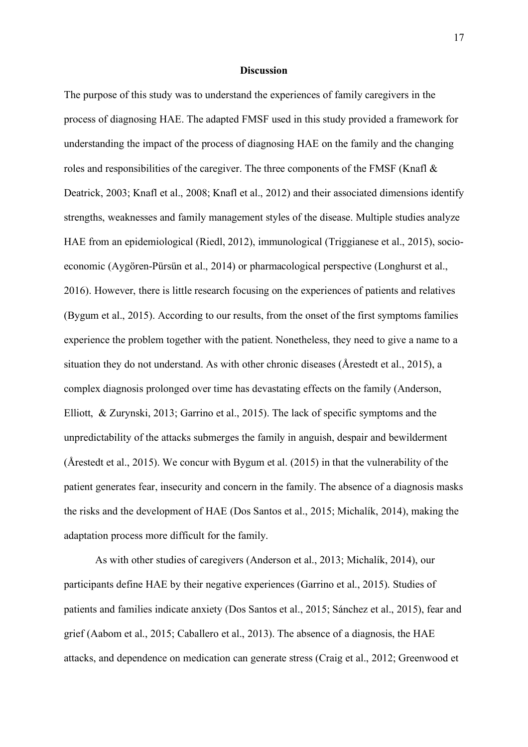## Discussion

The purpose of this study was to understand the experiences of family caregivers in the process of diagnosing HAE. The adapted FMSF used in this study provided a framework for understanding the impact of the process of diagnosing HAE on the family and the changing roles and responsibilities of the caregiver. The three components of the FMSF (Knafl & Deatrick, 2003; Knafl et al., 2008; Knafl et al., 2012) and their associated dimensions identify strengths, weaknesses and family management styles of the disease. Multiple studies analyze HAE from an epidemiological (Riedl, 2012), immunological (Triggianese et al., 2015), socio-economic (Aygören-Pürsün et al., 2014) or pharmacological perspective (Longhurst et al., 2016). However, there is little research focusing on the experiences of patients and relatives (Bygum et al., 2015). According to our results, from the onset of the first symptoms families experience the problem together with the patient. Nonetheless, they need to give a name to a situation they do not understand. As with other chronic diseases (Årestedt et al., 2015), a complex diagnosis prolonged over time has devastating effects on the family (Anderson, Elliott, & Zurynski, 2013; Garrino et al., 2015). The lack of specific symptoms and the unpredictability of the attacks submerges the family in anguish, despair and bewilderment (Årestedt et al., 2015). We concur with Bygum et al. (2015) in that the vulnerability of the patient generates fear, insecurity and concern in the family. The absence of a diagnosis masks the risks and the development of HAE (Dos Santos et al., 2015; Michalík, 2014), making the adaptation process more difficult for the family.

As with other studies of caregivers (Anderson et al., 2013; Michalík, 2014), our participants define HAE by their negative experiences (Garrino et al., 2015). Studies of patients and families indicate anxiety (Dos Santos et al., 2015; Sánchez et al., 2015), fear and grief (Aabom et al., 2015; Caballero et al., 2013). The absence of a diagnosis, the HAE attacks, and dependence on medication can generate stress (Craig et al., 2012; Greenwood et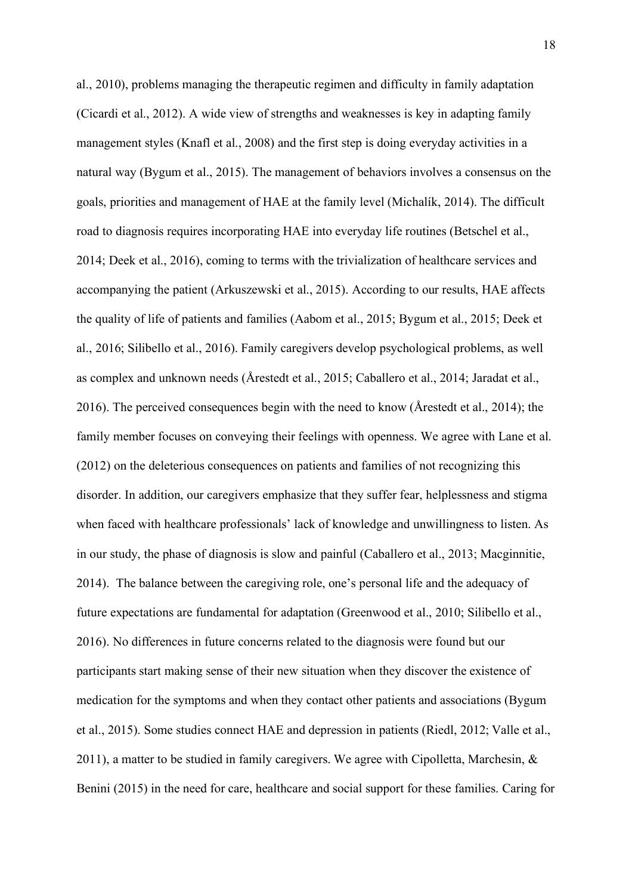al., 2010), problems managing the therapeutic regimen and difficulty in family adaptation (Cicardi et al., 2012). A wide view of strengths and weaknesses is key in adapting family management styles (Knafl et al., 2008) and the first step is doing everyday activities in a natural way (Bygum et al., 2015). The management of behaviors involves a consensus on the goals, priorities and management of HAE at the family level (Michalík, 2014). The difficult road to diagnosis requires incorporating HAE into everyday life routines (Betschel et al., 2014; Deek et al., 2016), coming to terms with the trivialization of healthcare services and accompanying the patient (Arkuszewski et al., 2015). According to our results, HAE affects the quality of life of patients and families (Aabom et al., 2015; Bygum et al., 2015; Deek et al., 2016; Silibello et al., 2016). Family caregivers develop psychological problems, as well as complex and unknown needs (Årestedt et al., 2015; Caballero et al., 2014; Jaradat et al., 2016). The perceived consequences begin with the need to know (Årestedt et al., 2014); the family member focuses on conveying their feelings with openness. We agree with Lane et al. (2012) on the deleterious consequences on patients and families of not recognizing this disorder. In addition, our caregivers emphasize that they suffer fear, helplessness and stigma when faced with healthcare professionals' lack of knowledge and unwillingness to listen. As in our study, the phase of diagnosis is slow and painful (Caballero et al., 2013; Macginnitie, 2014). The balance between the caregiving role, one's personal life and the adequacy of future expectations are fundamental for adaptation (Greenwood et al., 2010; Silibello et al., 2016). No differences in future concerns related to the diagnosis were found but our participants start making sense of their new situation when they discover the existence of medication for the symptoms and when they contact other patients and associations (Bygum et al., 2015). Some studies connect HAE and depression in patients (Riedl, 2012; Valle et al., 2011), a matter to be studied in family caregivers. We agree with Cipolletta, Marchesin, & Benini (2015) in the need for care, healthcare and social support for these families. Caring for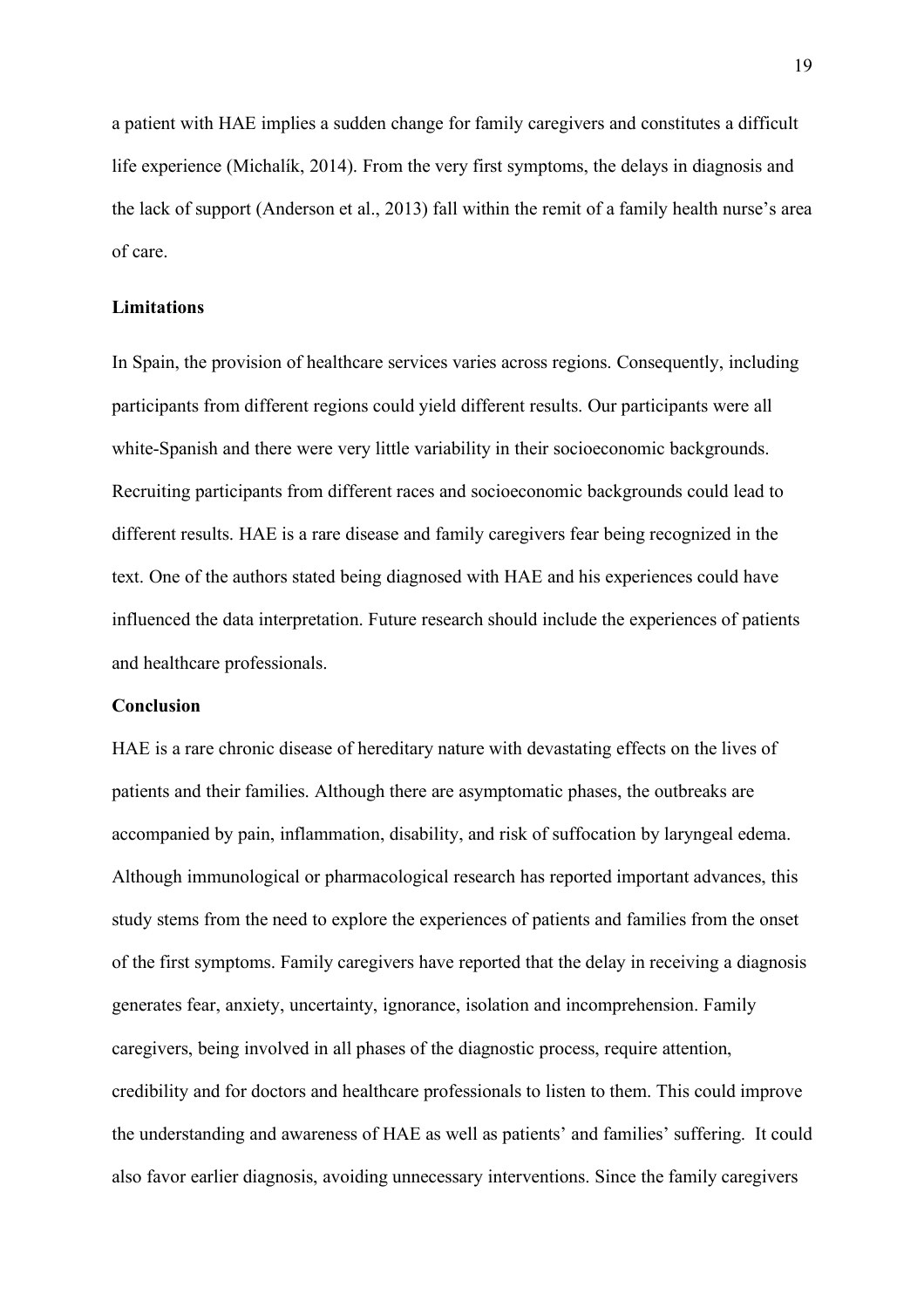a patient with HAE implies a sudden change for family caregivers and constitutes a difficult life experience (Michalík, 2014). From the very first symptoms, the delays in diagnosis and the lack of support (Anderson et al., 2013) fall within the remit of a family health nurse's area of care.

## Limitations

In Spain, the provision of healthcare services varies across regions. Consequently, including participants from different regions could yield different results. Our participants were all white-Spanish and there were very little variability in their socioeconomic backgrounds. Recruiting participants from different races and socioeconomic backgrounds could lead to different results. HAE is a rare disease and family caregivers fear being recognized in the text. One of the authors stated being diagnosed with HAE and his experiences could have influenced the data interpretation. Future research should include the experiences of patients and healthcare professionals.

## Conclusion

HAE is a rare chronic disease of hereditary nature with devastating effects on the lives of patients and their families. Although there are asymptomatic phases, the outbreaks are accompanied by pain, inflammation, disability, and risk of suffocation by laryngeal edema. Although immunological or pharmacological research has reported important advances, this study stems from the need to explore the experiences of patients and families from the onset of the first symptoms. Family caregivers have reported that the delay in receiving a diagnosis generates fear, anxiety, uncertainty, ignorance, isolation and incomprehension. Family caregivers, being involved in all phases of the diagnostic process, require attention, credibility and for doctors and healthcare professionals to listen to them. This could improve the understanding and awareness of HAE as well as patients' and families' suffering. It could also favor earlier diagnosis, avoiding unnecessary interventions. Since the family caregivers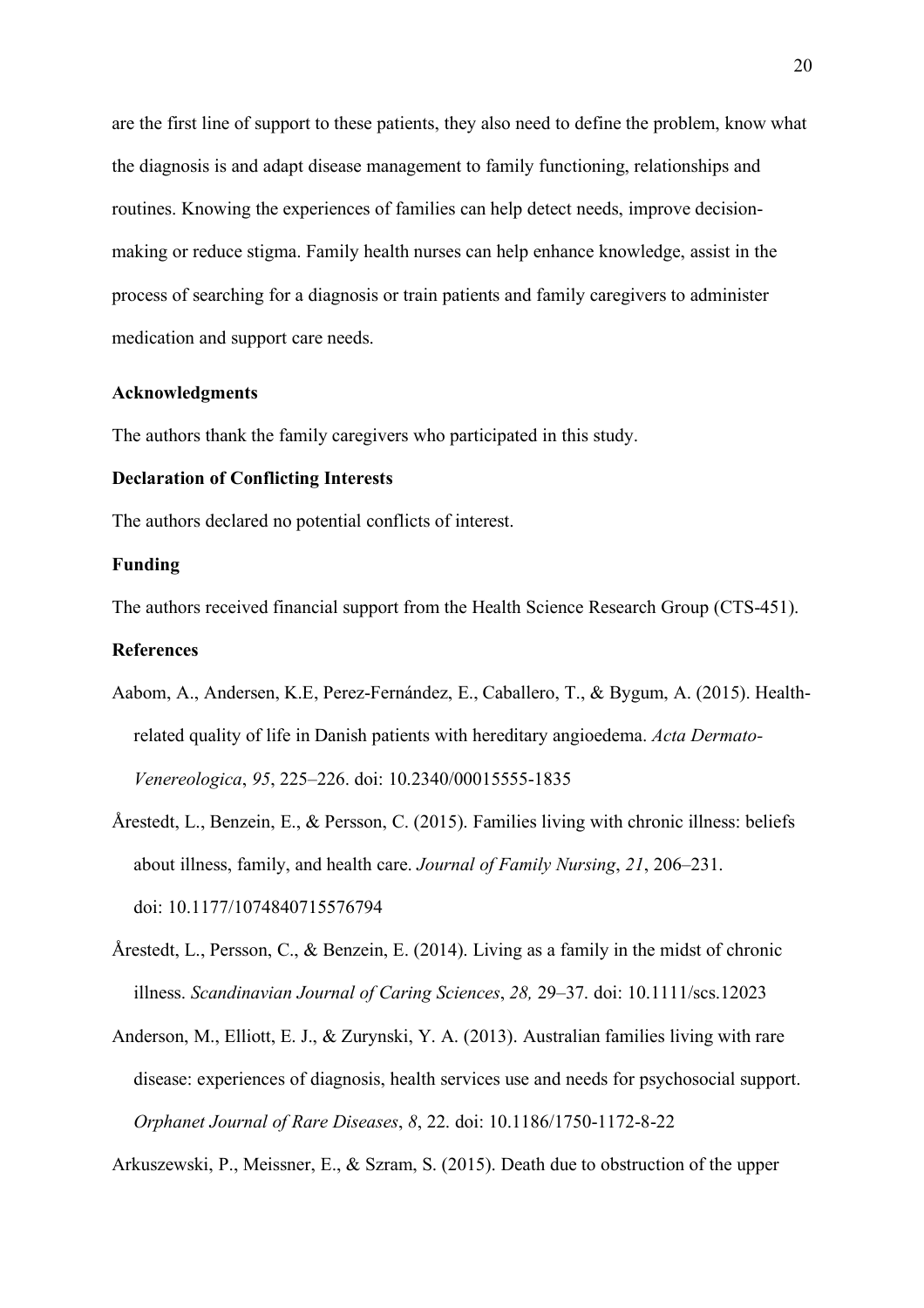are the first line of support to these patients, they also need to define the problem, know what the diagnosis is and adapt disease management to family functioning, relationships and routines. Knowing the experiences of families can help detect needs, improve decision-making or reduce stigma. Family health nurses can help enhance knowledge, assist in the process of searching for a diagnosis or train patients and family caregivers to administer medication and support care needs.

### Acknowledgments

The authors thank the family caregivers who participated in this study.

### Declaration of Conflicting Interests

The authors declared no potential conflicts of interest.

### Funding

The authors received financial support from the Health Science Research Group (CTS-451).

### References

Aabom, A., Andersen, K.E, Perez-Fernández, E., Caballero, T., & Bygum, A. (2015). Health-related quality of life in Danish patients with hereditary angioedema. *Acta Dermato-Venereologica*, *95*, 225–226. doi: 10.2340/00015555-1835

Årestedt, L., Benzein, E., & Persson, C. (2015). Families living with chronic illness: beliefs about illness, family, and health care. *Journal of Family Nursing*, *21*, 206–231. doi: 10.1177/1074840715576794

Årestedt, L., Persson, C., & Benzein, E. (2014). Living as a family in the midst of chronic illness. *Scandinavian Journal of Caring Sciences*, *28,* 29–37. doi: 10.1111/scs.12023

Anderson, M., Elliott, E. J., & Zurynski, Y. A. (2013). Australian families living with rare disease: experiences of diagnosis, health services use and needs for psychosocial support. *Orphanet Journal of Rare Diseases*, *8*, 22. doi: 10.1186/1750-1172-8-22

Arkuszewski, P., Meissner, E., & Szram, S. (2015). Death due to obstruction of the upper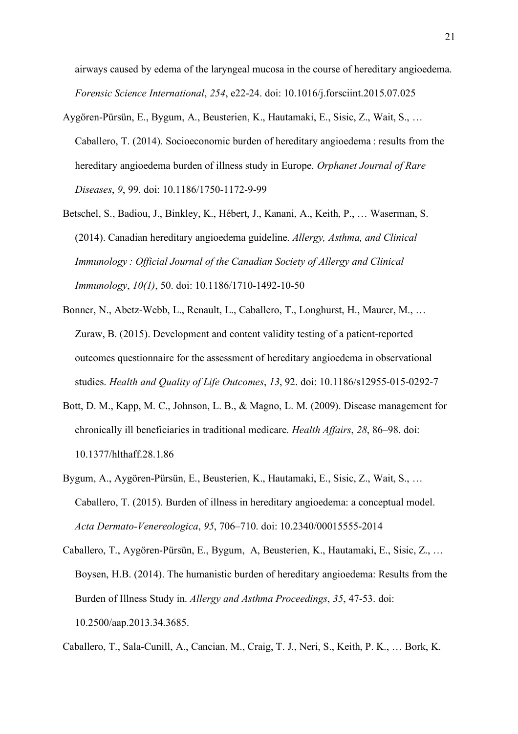airways caused by edema of the laryngeal mucosa in the course of hereditary angioedema. *Forensic Science International*, *254*, e22-24. doi: 10.1016/j.forsciint.2015.07.025

Aygören-Pürsün, E., Bygum, A., Beusterien, K., Hautamaki, E., Sisic, Z., Wait, S., … Caballero, T. (2014). Socioeconomic burden of hereditary angioedema : results from the hereditary angioedema burden of illness study in Europe. *Orphanet Journal of Rare Diseases*, *9*, 99. doi: 10.1186/1750-1172-9-99

Betschel, S., Badiou, J., Binkley, K., Hébert, J., Kanani, A., Keith, P., … Waserman, S. (2014). Canadian hereditary angioedema guideline. *Allergy, Asthma, and Clinical Immunology : Official Journal of the Canadian Society of Allergy and Clinical Immunology*, *10(1)*, 50. doi: 10.1186/1710-1492-10-50

Bonner, N., Abetz-Webb, L., Renault, L., Caballero, T., Longhurst, H., Maurer, M., … Zuraw, B. (2015). Development and content validity testing of a patient-reported outcomes questionnaire for the assessment of hereditary angioedema in observational studies. *Health and Quality of Life Outcomes*, *13*, 92. doi: 10.1186/s12955-015-0292-7

Bott, D. M., Kapp, M. C., Johnson, L. B., & Magno, L. M. (2009). Disease management for chronically ill beneficiaries in traditional medicare. *Health Affairs*, *28*, 86–98. doi: 10.1377/hlthaff.28.1.86

Bygum, A., Aygören-Pürsün, E., Beusterien, K., Hautamaki, E., Sisic, Z., Wait, S., … Caballero, T. (2015). Burden of illness in hereditary angioedema: a conceptual model. *Acta Dermato-Venereologica*, *95*, 706–710. doi: 10.2340/00015555-2014

Caballero, T., Aygören-Pürsün, E., Bygum, A, Beusterien, K., Hautamaki, E., Sisic, Z., … Boysen, H.B. (2014). The humanistic burden of hereditary angioedema: Results from the Burden of Illness Study in. *Allergy and Asthma Proceedings*, *35*, 47-53. doi: 10.2500/aap.2013.34.3685.

Caballero, T., Sala-Cunill, A., Cancian, M., Craig, T. J., Neri, S., Keith, P. K., … Bork, K.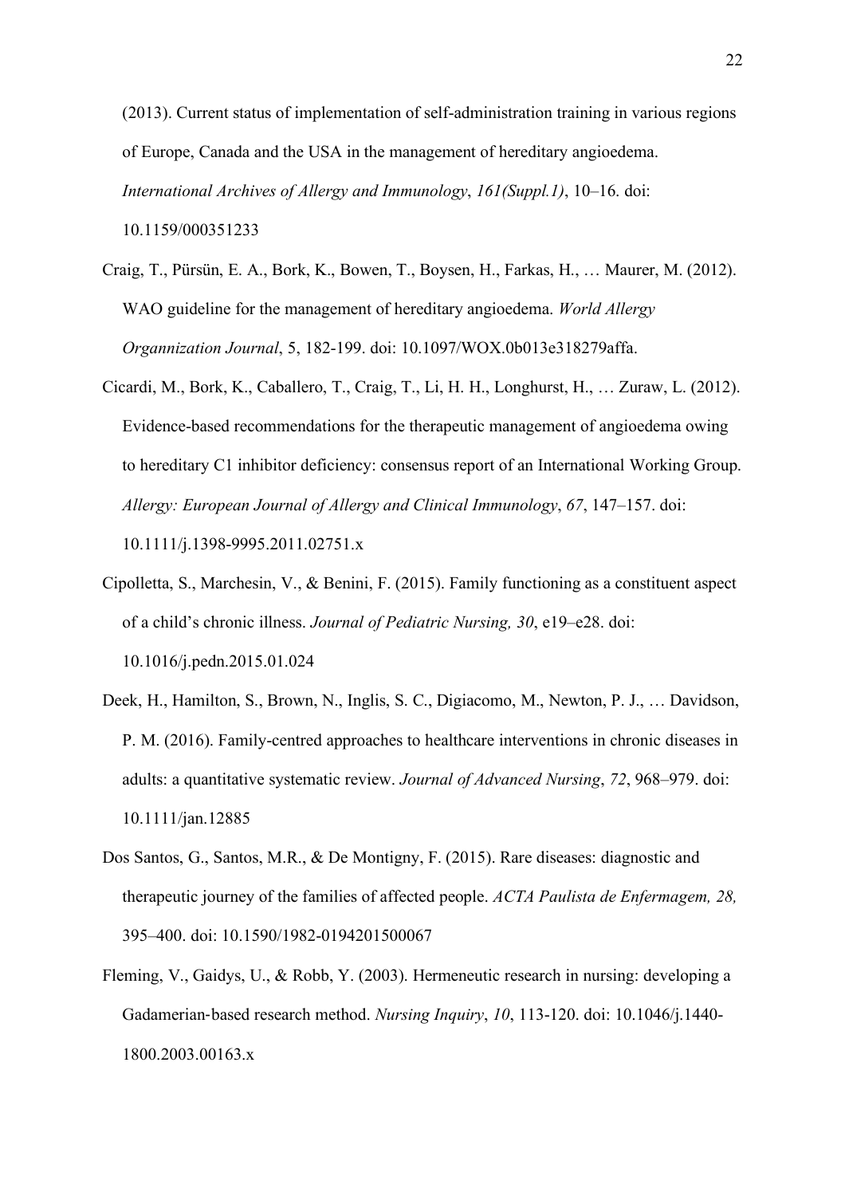(2013). Current status of implementation of self-administration training in various regions of Europe, Canada and the USA in the management of hereditary angioedema. *International Archives of Allergy and Immunology*, *161(Suppl.1)*, 10–16. doi: 10.1159/000351233

Craig, T., Pürsün, E. A., Bork, K., Bowen, T., Boysen, H., Farkas, H., … Maurer, M. (2012). WAO guideline for the management of hereditary angioedema. *World Allergy Organnization Journal*, 5, 182-199. doi: 10.1097/WOX.0b013e318279affa.

Cicardi, M., Bork, K., Caballero, T., Craig, T., Li, H. H., Longhurst, H., … Zuraw, L. (2012). Evidence-based recommendations for the therapeutic management of angioedema owing to hereditary C1 inhibitor deficiency: consensus report of an International Working Group. *Allergy: European Journal of Allergy and Clinical Immunology*, *67*, 147–157. doi: 10.1111/j.1398-9995.2011.02751.x

Cipolletta, S., Marchesin, V., & Benini, F. (2015). Family functioning as a constituent aspect of a child's chronic illness. *Journal of Pediatric Nursing, 30*, e19–e28. doi: 10.1016/j.pedn.2015.01.024

Deek, H., Hamilton, S., Brown, N., Inglis, S. C., Digiacomo, M., Newton, P. J., … Davidson, P. M. (2016). Family-centred approaches to healthcare interventions in chronic diseases in adults: a quantitative systematic review. *Journal of Advanced Nursing*, *72*, 968–979. doi: 10.1111/jan.12885

Dos Santos, G., Santos, M.R., & De Montigny, F. (2015). Rare diseases: diagnostic and therapeutic journey of the families of affected people. *ACTA Paulista de Enfermagem, 28,* 395–400. doi: 10.1590/1982-0194201500067

Fleming, V., Gaidys, U., & Robb, Y. (2003). Hermeneutic research in nursing: developing a Gadamerian‐based research method. *Nursing Inquiry*, *10*, 113-120. doi: 10.1046/j.1440-1800.2003.00163.x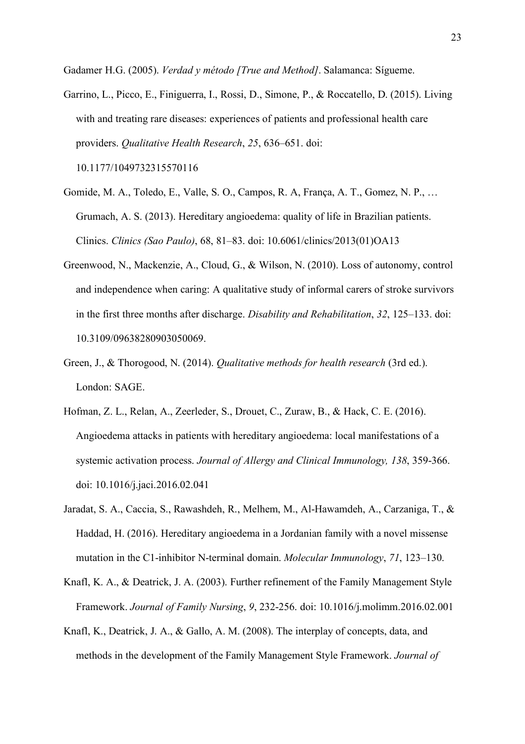Gadamer H.G. (2005). *Verdad y método [True and Method]*. Salamanca: Sígueme.

Garrino, L., Picco, E., Finiguerra, I., Rossi, D., Simone, P., & Roccatello, D. (2015). Living with and treating rare diseases: experiences of patients and professional health care providers. *Qualitative Health Research*, *25*, 636–651. doi: 10.1177/1049732315570116

Gomide, M. A., Toledo, E., Valle, S. O., Campos, R. A, França, A. T., Gomez, N. P., … Grumach, A. S. (2013). Hereditary angioedema: quality of life in Brazilian patients. Clinics. *Clinics (Sao Paulo)*, 68, 81–83. doi: 10.6061/clinics/2013(01)OA13

Greenwood, N., Mackenzie, A., Cloud, G., & Wilson, N. (2010). Loss of autonomy, control and independence when caring: A qualitative study of informal carers of stroke survivors in the first three months after discharge. *Disability and Rehabilitation*, *32*, 125–133. doi: 10.3109/09638280903050069.

Green, J., & Thorogood, N. (2014). *Qualitative methods for health research* (3rd ed.). London: SAGE.

Hofman, Z. L., Relan, A., Zeerleder, S., Drouet, C., Zuraw, B., & Hack, C. E. (2016). Angioedema attacks in patients with hereditary angioedema: local manifestations of a systemic activation process. *Journal of Allergy and Clinical Immunology, 138*, 359-366. doi: 10.1016/j.jaci.2016.02.041

Jaradat, S. A., Caccia, S., Rawashdeh, R., Melhem, M., Al-Hawamdeh, A., Carzaniga, T., & Haddad, H. (2016). Hereditary angioedema in a Jordanian family with a novel missense mutation in the C1-inhibitor N-terminal domain. *Molecular Immunology*, *71*, 123–130.

Knafl, K. A., & Deatrick, J. A. (2003). Further refinement of the Family Management Style Framework. *Journal of Family Nursing*, *9*, 232-256. doi: 10.1016/j.molimm.2016.02.001

Knafl, K., Deatrick, J. A., & Gallo, A. M. (2008). The interplay of concepts, data, and methods in the development of the Family Management Style Framework. *Journal of*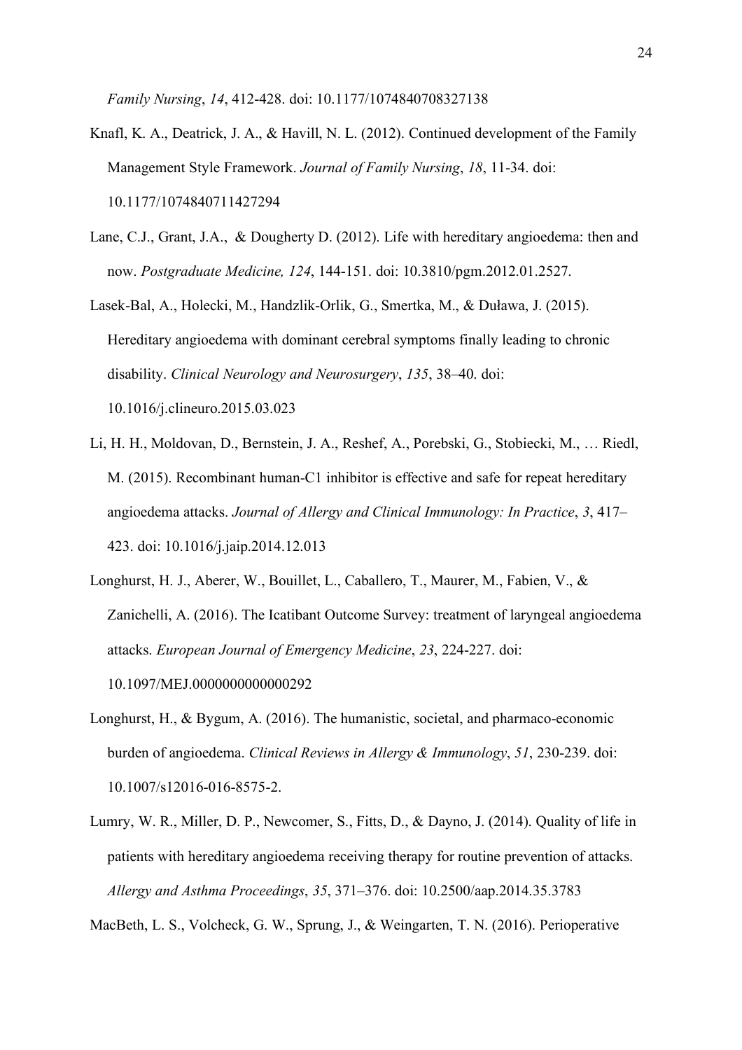*Family Nursing*, *14*, 412-428. doi: 10.1177/1074840708327138

Knafl, K. A., Deatrick, J. A., & Havill, N. L. (2012). Continued development of the Family Management Style Framework. *Journal of Family Nursing*, *18*, 11-34. doi: 10.1177/1074840711427294

Lane, C.J., Grant, J.A., & Dougherty D. (2012). Life with hereditary angioedema: then and now. *Postgraduate Medicine, 124*, 144-151. doi: 10.3810/pgm.2012.01.2527.

Lasek-Bal, A., Holecki, M., Handzlik-Orlik, G., Smertka, M., & Duława, J. (2015). Hereditary angioedema with dominant cerebral symptoms finally leading to chronic disability. *Clinical Neurology and Neurosurgery*, *135*, 38–40. doi: 10.1016/j.clineuro.2015.03.023

Li, H. H., Moldovan, D., Bernstein, J. A., Reshef, A., Porebski, G., Stobiecki, M., … Riedl, M. (2015). Recombinant human-C1 inhibitor is effective and safe for repeat hereditary angioedema attacks. *Journal of Allergy and Clinical Immunology: In Practice*, *3*, 417–423. doi: 10.1016/j.jaip.2014.12.013

Longhurst, H. J., Aberer, W., Bouillet, L., Caballero, T., Maurer, M., Fabien, V., & Zanichelli, A. (2016). The Icatibant Outcome Survey: treatment of laryngeal angioedema attacks. *European Journal of Emergency Medicine*, *23*, 224-227. doi: 10.1097/MEJ.0000000000000292

Longhurst, H., & Bygum, A. (2016). The humanistic, societal, and pharmaco-economic burden of angioedema. *Clinical Reviews in Allergy & Immunology*, *51*, 230-239. doi: 10.1007/s12016-016-8575-2.

Lumry, W. R., Miller, D. P., Newcomer, S., Fitts, D., & Dayno, J. (2014). Quality of life in patients with hereditary angioedema receiving therapy for routine prevention of attacks. *Allergy and Asthma Proceedings*, *35*, 371–376. doi: 10.2500/aap.2014.35.3783

MacBeth, L. S., Volcheck, G. W., Sprung, J., & Weingarten, T. N. (2016). Perioperative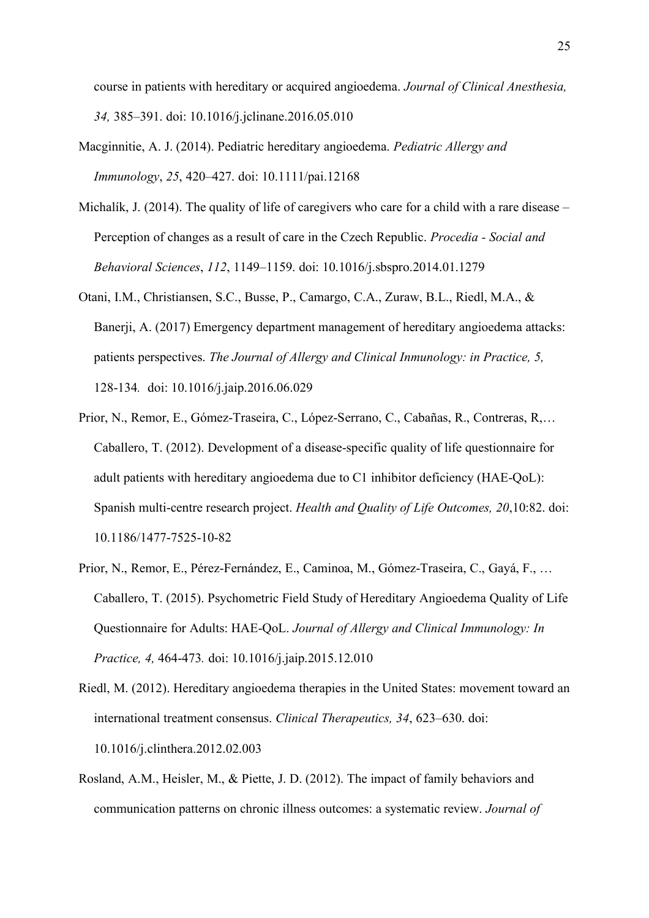course in patients with hereditary or acquired angioedema. *Journal of Clinical Anesthesia, 34,* 385–391. doi: 10.1016/j.jclinane.2016.05.010

Macginnitie, A. J. (2014). Pediatric hereditary angioedema. *Pediatric Allergy and Immunology*, *25*, 420–427. doi: 10.1111/pai.12168

Michalík, J. (2014). The quality of life of caregivers who care for a child with a rare disease – Perception of changes as a result of care in the Czech Republic. *Procedia - Social and Behavioral Sciences*, *112*, 1149–1159. doi: 10.1016/j.sbspro.2014.01.1279

Otani, I.M., Christiansen, S.C., Busse, P., Camargo, C.A., Zuraw, B.L., Riedl, M.A., & Banerji, A. (2017) Emergency department management of hereditary angioedema attacks: patients perspectives. *The Journal of Allergy and Clinical Inmunology: in Practice, 5,* 128-134*.* doi: 10.1016/j.jaip.2016.06.029

Prior, N., Remor, E., Gómez-Traseira, C., López-Serrano, C., Cabañas, R., Contreras, R,… Caballero, T. (2012). Development of a disease-specific quality of life questionnaire for adult patients with hereditary angioedema due to C1 inhibitor deficiency (HAE-QoL): Spanish multi-centre research project. *Health and Quality of Life Outcomes, 20*,10:82. doi: 10.1186/1477-7525-10-82

Prior, N., Remor, E., Pérez-Fernández, E., Caminoa, M., Gómez-Traseira, C., Gayá, F., … Caballero, T. (2015). Psychometric Field Study of Hereditary Angioedema Quality of Life Questionnaire for Adults: HAE-QoL. *Journal of Allergy and Clinical Immunology: In Practice, 4,* 464-473*.* doi: 10.1016/j.jaip.2015.12.010

Riedl, M. (2012). Hereditary angioedema therapies in the United States: movement toward an international treatment consensus. *Clinical Therapeutics, 34*, 623–630. doi: 10.1016/j.clinthera.2012.02.003

Rosland, A.M., Heisler, M., & Piette, J. D. (2012). The impact of family behaviors and communication patterns on chronic illness outcomes: a systematic review. *Journal of*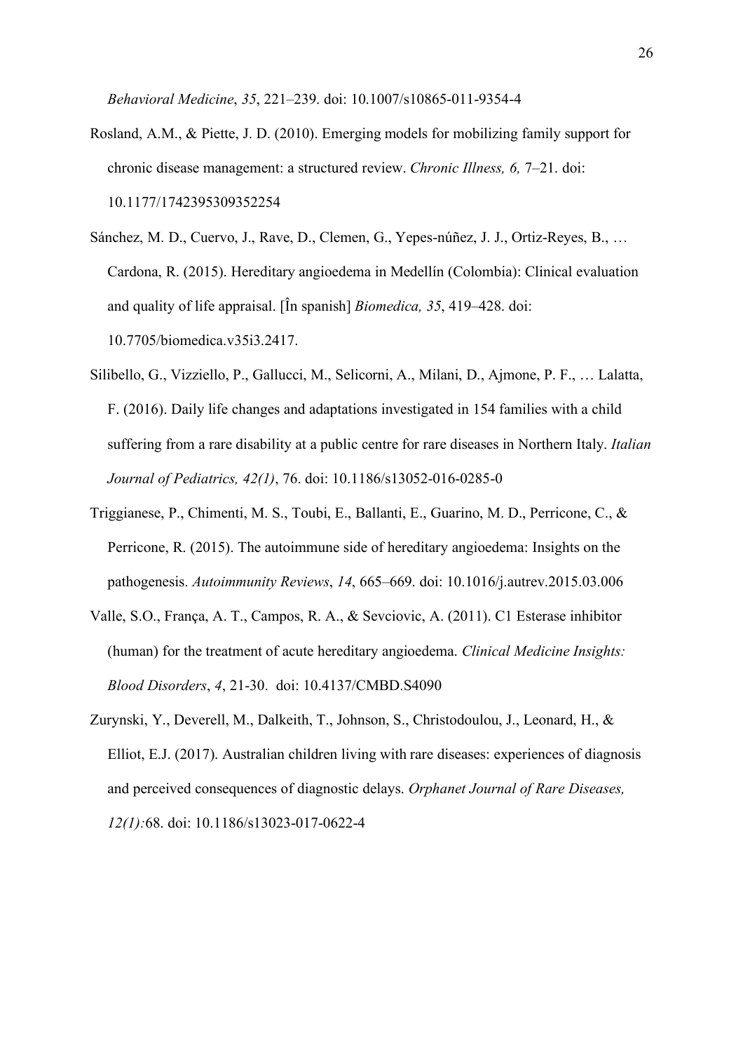*Behavioral Medicine*, *35*, 221–239. doi: 10.1007/s10865-011-9354-4

Rosland, A.M., & Piette, J. D. (2010). Emerging models for mobilizing family support for chronic disease management: a structured review. *Chronic Illness, 6,* 7–21. doi: 10.1177/1742395309352254

Sánchez, M. D., Cuervo, J., Rave, D., Clemen, G., Yepes-núñez, J. J., Ortiz-Reyes, B., … Cardona, R. (2015). Hereditary angioedema in Medellín (Colombia): Clinical evaluation and quality of life appraisal. [În spanish] *Biomedica, 35*, 419–428. doi: 10.7705/biomedica.v35i3.2417.

Silibello, G., Vizziello, P., Gallucci, M., Selicorni, A., Milani, D., Ajmone, P. F., … Lalatta, F. (2016). Daily life changes and adaptations investigated in 154 families with a child suffering from a rare disability at a public centre for rare diseases in Northern Italy. *Italian Journal of Pediatrics, 42(1)*, 76. doi: 10.1186/s13052-016-0285-0

Triggianese, P., Chimenti, M. S., Toubi, E., Ballanti, E., Guarino, M. D., Perricone, C., & Perricone, R. (2015). The autoimmune side of hereditary angioedema: Insights on the pathogenesis. *Autoimmunity Reviews*, *14*, 665–669. doi: 10.1016/j.autrev.2015.03.006

Valle, S.O., França, A. T., Campos, R. A., & Sevciovic, A. (2011). C1 Esterase inhibitor (human) for the treatment of acute hereditary angioedema. *Clinical Medicine Insights: Blood Disorders*, *4*, 21-30. doi: 10.4137/CMBD.S4090

Zurynski, Y., Deverell, M., Dalkeith, T., Johnson, S., Christodoulou, J., Leonard, H., & Elliot, E.J. (2017). Australian children living with rare diseases: experiences of diagnosis and perceived consequences of diagnostic delays. *Orphanet Journal of Rare Diseases, 12(1):*68. doi: 10.1186/s13023-017-0622-4